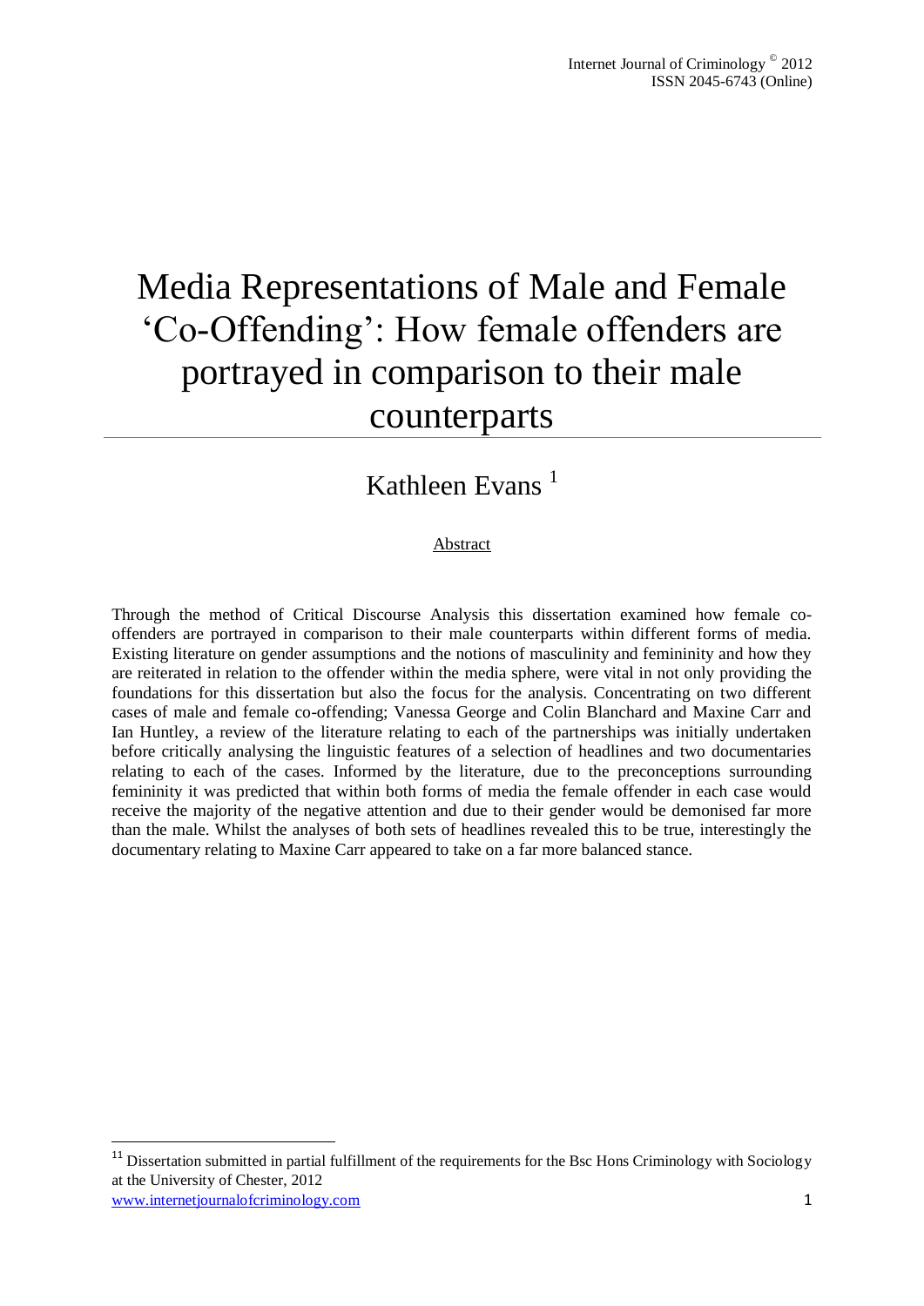# Media Representations of Male and Female 'Co-Offending': How female offenders are portrayed in comparison to their male counterparts

Kathleen Evans [1]

Abstract

Through the method of Critical Discourse Analysis this dissertation examined how female co-offenders are portrayed in comparison to their male counterparts within different forms of media. Existing literature on gender assumptions and the notions of masculinity and femininity and how they are reiterated in relation to the offender within the media sphere, were vital in not only providing the foundations for this dissertation but also the focus for the analysis. Concentrating on two different cases of male and female co-offending; Vanessa George and Colin Blanchard and Maxine Carr and Ian Huntley, a review of the literature relating to each of the partnerships was initially undertaken before critically analysing the linguistic features of a selection of headlines and two documentaries relating to each of the cases. Informed by the literature, due to the preconceptions surrounding femininity it was predicted that within both forms of media the female offender in each case would receive the majority of the negative attention and due to their gender would be demonised far more than the male. Whilst the analyses of both sets of headlines revealed this to be true, interestingly the documentary relating to Maxine Carr appeared to take on a far more balanced stance.

[11] Dissertation submitted in partial fulfillment of the requirements for the Bsc Hons Criminology with Sociology at the University of Chester, 2012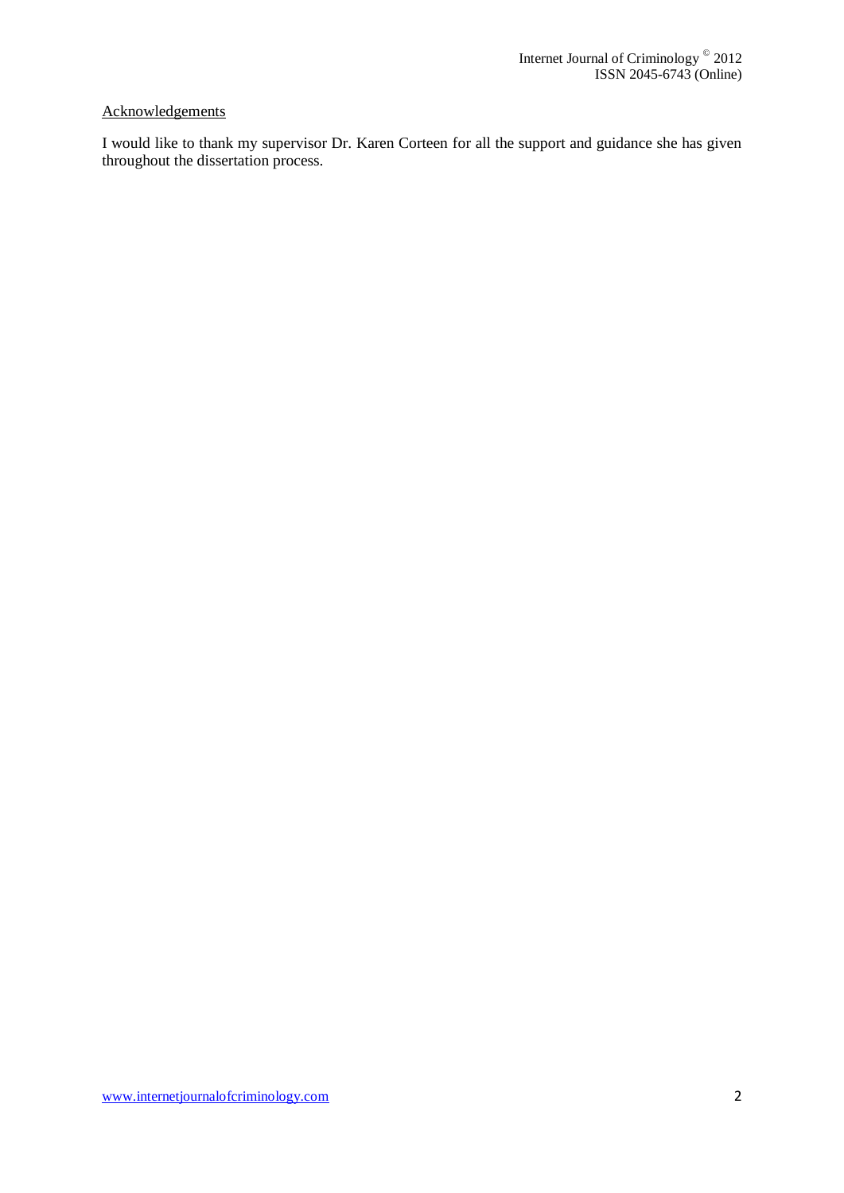## Acknowledgements

I would like to thank my supervisor Dr. Karen Corteen for all the support and guidance she has given throughout the dissertation process.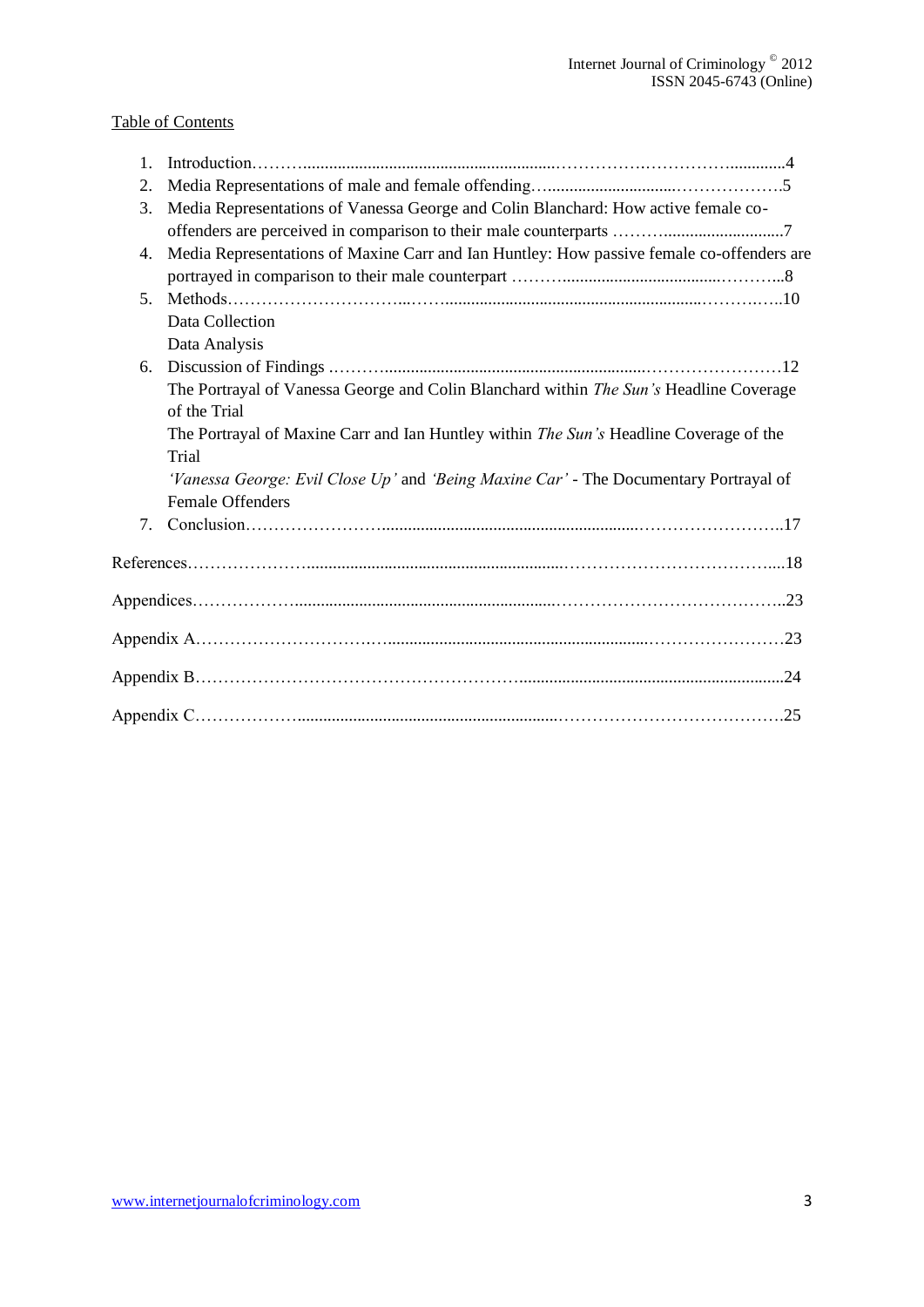Table of Contents

1. Introduction………...............................................................…………………………...............4
2. Media Representations of male and female offending…..............................……………….5
3. Media Representations of Vanessa George and Colin Blanchard: How active female co-offenders are perceived in comparison to their male counterparts ………...........................7
4. Media Representations of Maxine Carr and Ian Huntley: How passive female co-offenders are portrayed in comparison to their male counterpart ………...................................………..8
5. Methods…………………………...……..........................................................……………..10
   Data Collection
   Data Analysis
6. Discussion of Findings ………..............................................................……………………12
   The Portrayal of Vanessa George and Colin Blanchard within *The Sun's* Headline Coverage of the Trial
   The Portrayal of Maxine Carr and Ian Huntley within *The Sun's* Headline Coverage of the Trial
   *'Vanessa George: Evil Close Up'* and *'Being Maxine Car'* - The Documentary Portrayal of Female Offenders
7. Conclusion……………………..............................................................……………………..17

References…………………...............................................................………………………………....18

Appendices……………….................................................................………………………………..23

Appendix A……………………………..............................................................……………………23

Appendix B………………………………………………….............................................................24

Appendix C……………….................................................................……………………………….25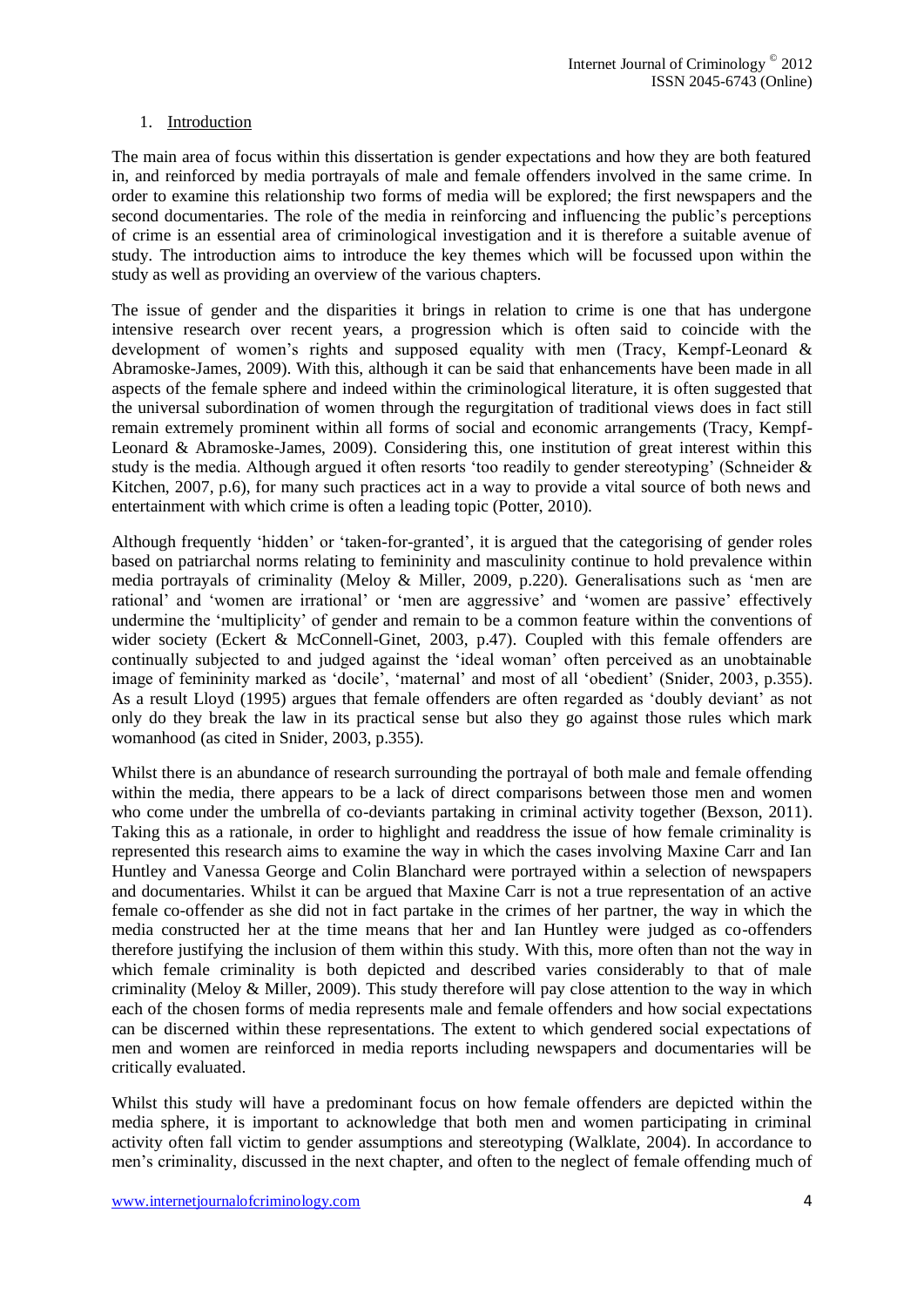## 1. Introduction

The main area of focus within this dissertation is gender expectations and how they are both featured in, and reinforced by media portrayals of male and female offenders involved in the same crime. In order to examine this relationship two forms of media will be explored; the first newspapers and the second documentaries. The role of the media in reinforcing and influencing the public's perceptions of crime is an essential area of criminological investigation and it is therefore a suitable avenue of study. The introduction aims to introduce the key themes which will be focussed upon within the study as well as providing an overview of the various chapters.

The issue of gender and the disparities it brings in relation to crime is one that has undergone intensive research over recent years, a progression which is often said to coincide with the development of women's rights and supposed equality with men (Tracy, Kempf-Leonard & Abramoske-James, 2009). With this, although it can be said that enhancements have been made in all aspects of the female sphere and indeed within the criminological literature, it is often suggested that the universal subordination of women through the regurgitation of traditional views does in fact still remain extremely prominent within all forms of social and economic arrangements (Tracy, Kempf-Leonard & Abramoske-James, 2009). Considering this, one institution of great interest within this study is the media. Although argued it often resorts 'too readily to gender stereotyping' (Schneider & Kitchen, 2007, p.6), for many such practices act in a way to provide a vital source of both news and entertainment with which crime is often a leading topic (Potter, 2010).

Although frequently 'hidden' or 'taken-for-granted', it is argued that the categorising of gender roles based on patriarchal norms relating to femininity and masculinity continue to hold prevalence within media portrayals of criminality (Meloy & Miller, 2009, p.220). Generalisations such as 'men are rational' and 'women are irrational' or 'men are aggressive' and 'women are passive' effectively undermine the 'multiplicity' of gender and remain to be a common feature within the conventions of wider society (Eckert & McConnell-Ginet, 2003, p.47). Coupled with this female offenders are continually subjected to and judged against the 'ideal woman' often perceived as an unobtainable image of femininity marked as 'docile', 'maternal' and most of all 'obedient' (Snider, 2003, p.355). As a result Lloyd (1995) argues that female offenders are often regarded as 'doubly deviant' as not only do they break the law in its practical sense but also they go against those rules which mark womanhood (as cited in Snider, 2003, p.355).

Whilst there is an abundance of research surrounding the portrayal of both male and female offending within the media, there appears to be a lack of direct comparisons between those men and women who come under the umbrella of co-deviants partaking in criminal activity together (Bexson, 2011). Taking this as a rationale, in order to highlight and readdress the issue of how female criminality is represented this research aims to examine the way in which the cases involving Maxine Carr and Ian Huntley and Vanessa George and Colin Blanchard were portrayed within a selection of newspapers and documentaries. Whilst it can be argued that Maxine Carr is not a true representation of an active female co-offender as she did not in fact partake in the crimes of her partner, the way in which the media constructed her at the time means that her and Ian Huntley were judged as co-offenders therefore justifying the inclusion of them within this study. With this, more often than not the way in which female criminality is both depicted and described varies considerably to that of male criminality (Meloy & Miller, 2009). This study therefore will pay close attention to the way in which each of the chosen forms of media represents male and female offenders and how social expectations can be discerned within these representations. The extent to which gendered social expectations of men and women are reinforced in media reports including newspapers and documentaries will be critically evaluated.

Whilst this study will have a predominant focus on how female offenders are depicted within the media sphere, it is important to acknowledge that both men and women participating in criminal activity often fall victim to gender assumptions and stereotyping (Walklate, 2004). In accordance to men's criminality, discussed in the next chapter, and often to the neglect of female offending much of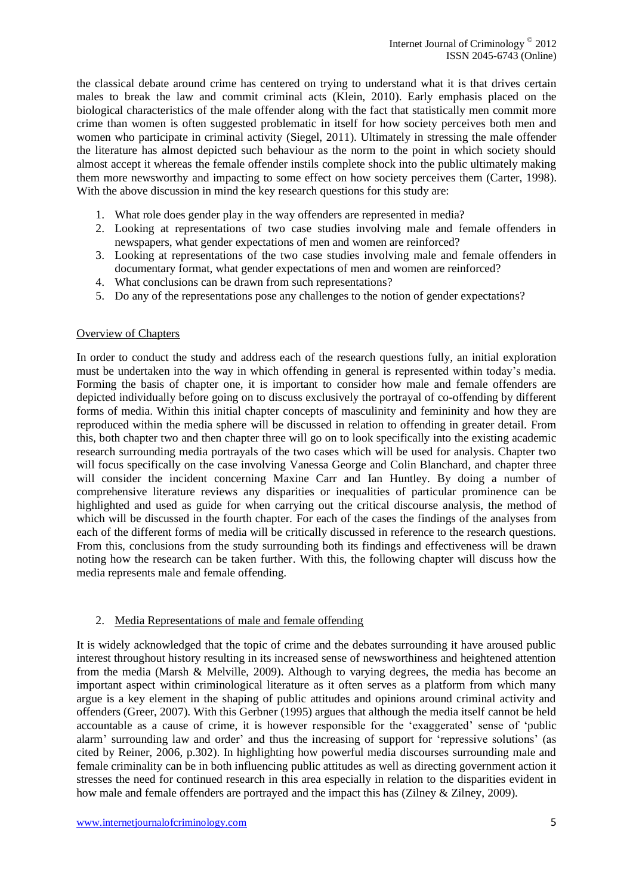the classical debate around crime has centered on trying to understand what it is that drives certain males to break the law and commit criminal acts (Klein, 2010). Early emphasis placed on the biological characteristics of the male offender along with the fact that statistically men commit more crime than women is often suggested problematic in itself for how society perceives both men and women who participate in criminal activity (Siegel, 2011). Ultimately in stressing the male offender the literature has almost depicted such behaviour as the norm to the point in which society should almost accept it whereas the female offender instils complete shock into the public ultimately making them more newsworthy and impacting to some effect on how society perceives them (Carter, 1998). With the above discussion in mind the key research questions for this study are:

1. What role does gender play in the way offenders are represented in media?
2. Looking at representations of two case studies involving male and female offenders in newspapers, what gender expectations of men and women are reinforced?
3. Looking at representations of the two case studies involving male and female offenders in documentary format, what gender expectations of men and women are reinforced?
4. What conclusions can be drawn from such representations?
5. Do any of the representations pose any challenges to the notion of gender expectations?

### Overview of Chapters

In order to conduct the study and address each of the research questions fully, an initial exploration must be undertaken into the way in which offending in general is represented within today's media. Forming the basis of chapter one, it is important to consider how male and female offenders are depicted individually before going on to discuss exclusively the portrayal of co-offending by different forms of media. Within this initial chapter concepts of masculinity and femininity and how they are reproduced within the media sphere will be discussed in relation to offending in greater detail. From this, both chapter two and then chapter three will go on to look specifically into the existing academic research surrounding media portrayals of the two cases which will be used for analysis. Chapter two will focus specifically on the case involving Vanessa George and Colin Blanchard, and chapter three will consider the incident concerning Maxine Carr and Ian Huntley. By doing a number of comprehensive literature reviews any disparities or inequalities of particular prominence can be highlighted and used as guide for when carrying out the critical discourse analysis, the method of which will be discussed in the fourth chapter. For each of the cases the findings of the analyses from each of the different forms of media will be critically discussed in reference to the research questions. From this, conclusions from the study surrounding both its findings and effectiveness will be drawn noting how the research can be taken further. With this, the following chapter will discuss how the media represents male and female offending.

## 2. Media Representations of male and female offending

It is widely acknowledged that the topic of crime and the debates surrounding it have aroused public interest throughout history resulting in its increased sense of newsworthiness and heightened attention from the media (Marsh & Melville, 2009). Although to varying degrees, the media has become an important aspect within criminological literature as it often serves as a platform from which many argue is a key element in the shaping of public attitudes and opinions around criminal activity and offenders (Greer, 2007). With this Gerbner (1995) argues that although the media itself cannot be held accountable as a cause of crime, it is however responsible for the 'exaggerated' sense of 'public alarm' surrounding law and order' and thus the increasing of support for 'repressive solutions' (as cited by Reiner, 2006, p.302). In highlighting how powerful media discourses surrounding male and female criminality can be in both influencing public attitudes as well as directing government action it stresses the need for continued research in this area especially in relation to the disparities evident in how male and female offenders are portrayed and the impact this has (Zilney & Zilney, 2009).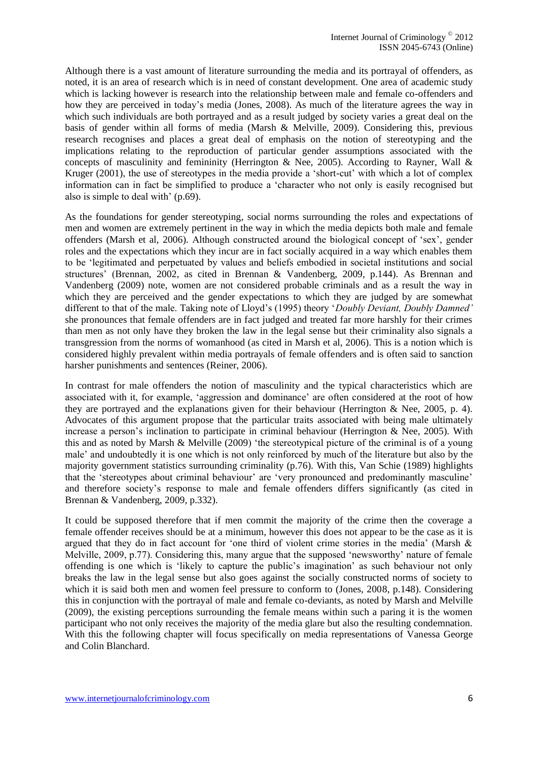Although there is a vast amount of literature surrounding the media and its portrayal of offenders, as noted, it is an area of research which is in need of constant development. One area of academic study which is lacking however is research into the relationship between male and female co-offenders and how they are perceived in today's media (Jones, 2008). As much of the literature agrees the way in which such individuals are both portrayed and as a result judged by society varies a great deal on the basis of gender within all forms of media (Marsh & Melville, 2009). Considering this, previous research recognises and places a great deal of emphasis on the notion of stereotyping and the implications relating to the reproduction of particular gender assumptions associated with the concepts of masculinity and femininity (Herrington & Nee, 2005). According to Rayner, Wall & Kruger (2001), the use of stereotypes in the media provide a 'short-cut' with which a lot of complex information can in fact be simplified to produce a 'character who not only is easily recognised but also is simple to deal with' (p.69).

As the foundations for gender stereotyping, social norms surrounding the roles and expectations of men and women are extremely pertinent in the way in which the media depicts both male and female offenders (Marsh et al, 2006). Although constructed around the biological concept of 'sex', gender roles and the expectations which they incur are in fact socially acquired in a way which enables them to be 'legitimated and perpetuated by values and beliefs embodied in societal institutions and social structures' (Brennan, 2002, as cited in Brennan & Vandenberg, 2009, p.144). As Brennan and Vandenberg (2009) note, women are not considered probable criminals and as a result the way in which they are perceived and the gender expectations to which they are judged by are somewhat different to that of the male. Taking note of Lloyd's (1995) theory '*Doubly Deviant, Doubly Damned'* she pronounces that female offenders are in fact judged and treated far more harshly for their crimes than men as not only have they broken the law in the legal sense but their criminality also signals a transgression from the norms of womanhood (as cited in Marsh et al, 2006). This is a notion which is considered highly prevalent within media portrayals of female offenders and is often said to sanction harsher punishments and sentences (Reiner, 2006).

In contrast for male offenders the notion of masculinity and the typical characteristics which are associated with it, for example, 'aggression and dominance' are often considered at the root of how they are portrayed and the explanations given for their behaviour (Herrington & Nee, 2005, p. 4). Advocates of this argument propose that the particular traits associated with being male ultimately increase a person's inclination to participate in criminal behaviour (Herrington & Nee, 2005). With this and as noted by Marsh & Melville (2009) 'the stereotypical picture of the criminal is of a young male' and undoubtedly it is one which is not only reinforced by much of the literature but also by the majority government statistics surrounding criminality (p.76). With this, Van Schie (1989) highlights that the 'stereotypes about criminal behaviour' are 'very pronounced and predominantly masculine' and therefore society's response to male and female offenders differs significantly (as cited in Brennan & Vandenberg, 2009, p.332).

It could be supposed therefore that if men commit the majority of the crime then the coverage a female offender receives should be at a minimum, however this does not appear to be the case as it is argued that they do in fact account for 'one third of violent crime stories in the media' (Marsh & Melville, 2009, p.77). Considering this, many argue that the supposed 'newsworthy' nature of female offending is one which is 'likely to capture the public's imagination' as such behaviour not only breaks the law in the legal sense but also goes against the socially constructed norms of society to which it is said both men and women feel pressure to conform to (Jones, 2008, p.148). Considering this in conjunction with the portrayal of male and female co-deviants, as noted by Marsh and Melville (2009), the existing perceptions surrounding the female means within such a paring it is the women participant who not only receives the majority of the media glare but also the resulting condemnation. With this the following chapter will focus specifically on media representations of Vanessa George and Colin Blanchard.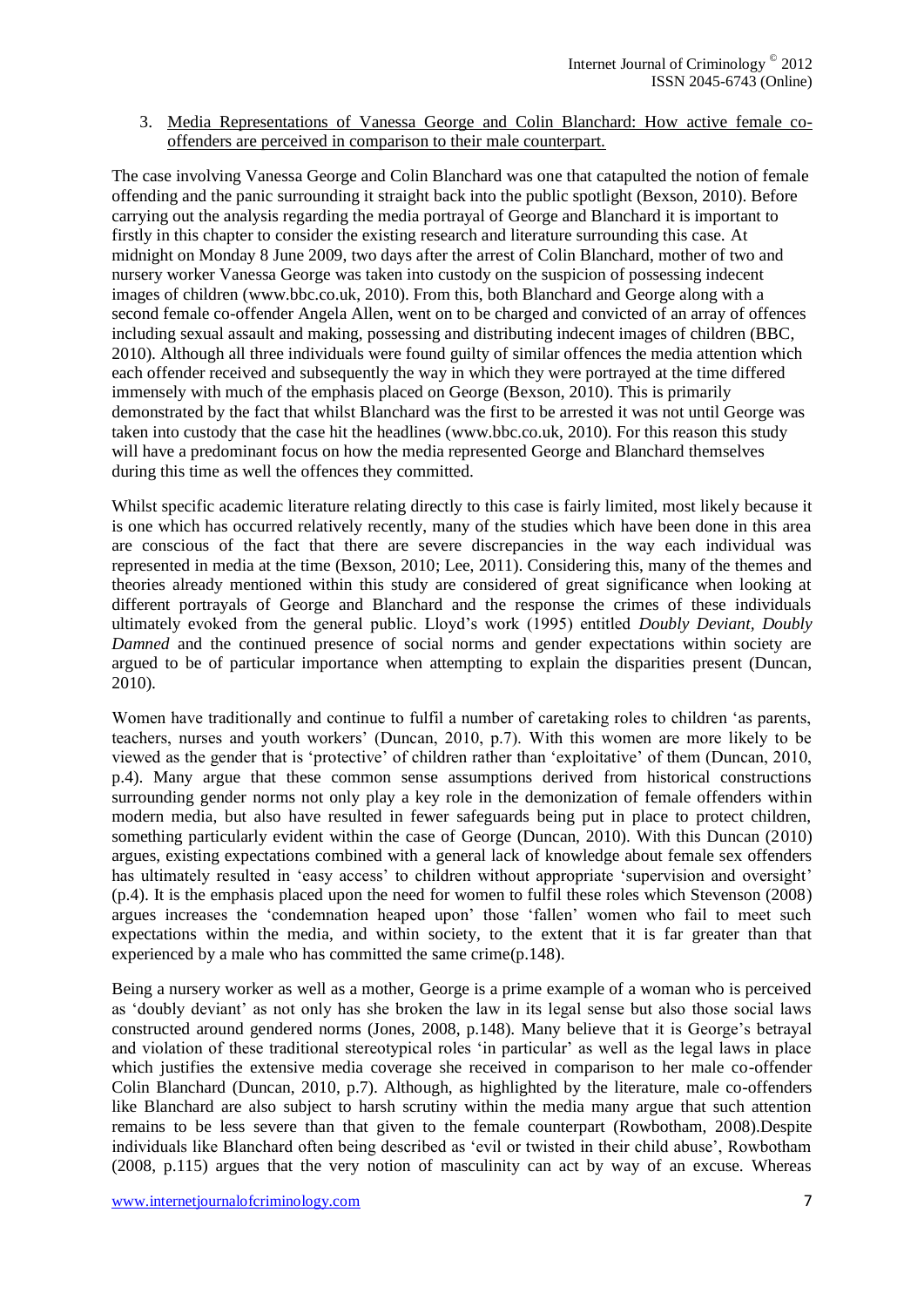3. Media Representations of Vanessa George and Colin Blanchard: How active female co-offenders are perceived in comparison to their male counterpart.

The case involving Vanessa George and Colin Blanchard was one that catapulted the notion of female offending and the panic surrounding it straight back into the public spotlight (Bexson, 2010). Before carrying out the analysis regarding the media portrayal of George and Blanchard it is important to firstly in this chapter to consider the existing research and literature surrounding this case. At midnight on Monday 8 June 2009, two days after the arrest of Colin Blanchard, mother of two and nursery worker Vanessa George was taken into custody on the suspicion of possessing indecent images of children (www.bbc.co.uk, 2010). From this, both Blanchard and George along with a second female co-offender Angela Allen, went on to be charged and convicted of an array of offences including sexual assault and making, possessing and distributing indecent images of children (BBC, 2010). Although all three individuals were found guilty of similar offences the media attention which each offender received and subsequently the way in which they were portrayed at the time differed immensely with much of the emphasis placed on George (Bexson, 2010). This is primarily demonstrated by the fact that whilst Blanchard was the first to be arrested it was not until George was taken into custody that the case hit the headlines (www.bbc.co.uk, 2010). For this reason this study will have a predominant focus on how the media represented George and Blanchard themselves during this time as well the offences they committed.

Whilst specific academic literature relating directly to this case is fairly limited, most likely because it is one which has occurred relatively recently, many of the studies which have been done in this area are conscious of the fact that there are severe discrepancies in the way each individual was represented in media at the time (Bexson, 2010; Lee, 2011). Considering this, many of the themes and theories already mentioned within this study are considered of great significance when looking at different portrayals of George and Blanchard and the response the crimes of these individuals ultimately evoked from the general public. Lloyd's work (1995) entitled *Doubly Deviant, Doubly Damned* and the continued presence of social norms and gender expectations within society are argued to be of particular importance when attempting to explain the disparities present (Duncan, 2010).

Women have traditionally and continue to fulfil a number of caretaking roles to children 'as parents, teachers, nurses and youth workers' (Duncan, 2010, p.7). With this women are more likely to be viewed as the gender that is 'protective' of children rather than 'exploitative' of them (Duncan, 2010, p.4). Many argue that these common sense assumptions derived from historical constructions surrounding gender norms not only play a key role in the demonization of female offenders within modern media, but also have resulted in fewer safeguards being put in place to protect children, something particularly evident within the case of George (Duncan, 2010). With this Duncan (2010) argues, existing expectations combined with a general lack of knowledge about female sex offenders has ultimately resulted in 'easy access' to children without appropriate 'supervision and oversight' (p.4). It is the emphasis placed upon the need for women to fulfil these roles which Stevenson (2008) argues increases the 'condemnation heaped upon' those 'fallen' women who fail to meet such expectations within the media, and within society, to the extent that it is far greater than that experienced by a male who has committed the same crime(p.148).

Being a nursery worker as well as a mother, George is a prime example of a woman who is perceived as 'doubly deviant' as not only has she broken the law in its legal sense but also those social laws constructed around gendered norms (Jones, 2008, p.148). Many believe that it is George's betrayal and violation of these traditional stereotypical roles 'in particular' as well as the legal laws in place which justifies the extensive media coverage she received in comparison to her male co-offender Colin Blanchard (Duncan, 2010, p.7). Although, as highlighted by the literature, male co-offenders like Blanchard are also subject to harsh scrutiny within the media many argue that such attention remains to be less severe than that given to the female counterpart (Rowbotham, 2008).Despite individuals like Blanchard often being described as 'evil or twisted in their child abuse', Rowbotham (2008, p.115) argues that the very notion of masculinity can act by way of an excuse. Whereas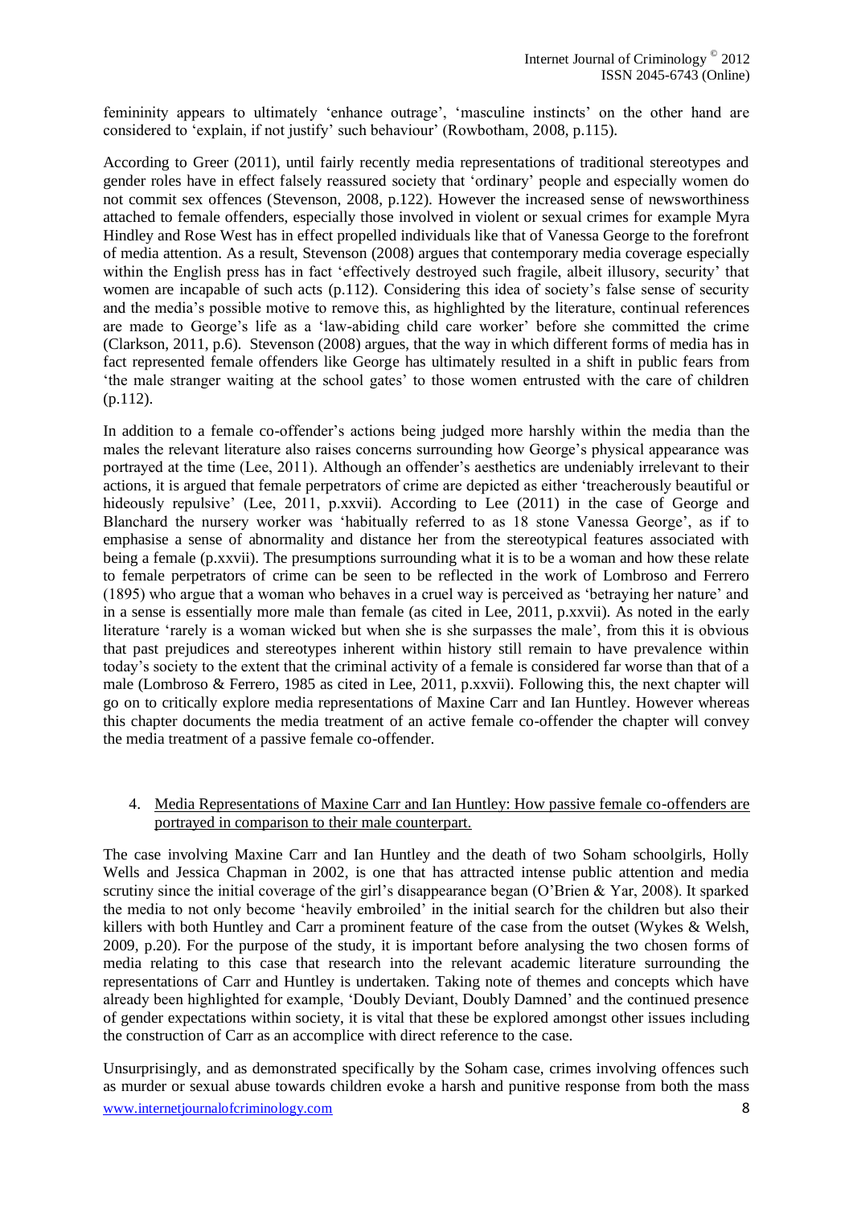femininity appears to ultimately 'enhance outrage', 'masculine instincts' on the other hand are considered to 'explain, if not justify' such behaviour' (Rowbotham, 2008, p.115).

According to Greer (2011), until fairly recently media representations of traditional stereotypes and gender roles have in effect falsely reassured society that 'ordinary' people and especially women do not commit sex offences (Stevenson, 2008, p.122). However the increased sense of newsworthiness attached to female offenders, especially those involved in violent or sexual crimes for example Myra Hindley and Rose West has in effect propelled individuals like that of Vanessa George to the forefront of media attention. As a result, Stevenson (2008) argues that contemporary media coverage especially within the English press has in fact 'effectively destroyed such fragile, albeit illusory, security' that women are incapable of such acts (p.112). Considering this idea of society's false sense of security and the media's possible motive to remove this, as highlighted by the literature, continual references are made to George's life as a 'law-abiding child care worker' before she committed the crime (Clarkson, 2011, p.6). Stevenson (2008) argues, that the way in which different forms of media has in fact represented female offenders like George has ultimately resulted in a shift in public fears from 'the male stranger waiting at the school gates' to those women entrusted with the care of children (p.112).

In addition to a female co-offender's actions being judged more harshly within the media than the males the relevant literature also raises concerns surrounding how George's physical appearance was portrayed at the time (Lee, 2011). Although an offender's aesthetics are undeniably irrelevant to their actions, it is argued that female perpetrators of crime are depicted as either 'treacherously beautiful or hideously repulsive' (Lee, 2011, p.xxvii). According to Lee (2011) in the case of George and Blanchard the nursery worker was 'habitually referred to as 18 stone Vanessa George', as if to emphasise a sense of abnormality and distance her from the stereotypical features associated with being a female (p.xxvii). The presumptions surrounding what it is to be a woman and how these relate to female perpetrators of crime can be seen to be reflected in the work of Lombroso and Ferrero (1895) who argue that a woman who behaves in a cruel way is perceived as 'betraying her nature' and in a sense is essentially more male than female (as cited in Lee, 2011, p.xxvii). As noted in the early literature 'rarely is a woman wicked but when she is she surpasses the male', from this it is obvious that past prejudices and stereotypes inherent within history still remain to have prevalence within today's society to the extent that the criminal activity of a female is considered far worse than that of a male (Lombroso & Ferrero, 1985 as cited in Lee, 2011, p.xxvii). Following this, the next chapter will go on to critically explore media representations of Maxine Carr and Ian Huntley. However whereas this chapter documents the media treatment of an active female co-offender the chapter will convey the media treatment of a passive female co-offender.

## 4. Media Representations of Maxine Carr and Ian Huntley: How passive female co-offenders are portrayed in comparison to their male counterpart.

The case involving Maxine Carr and Ian Huntley and the death of two Soham schoolgirls, Holly Wells and Jessica Chapman in 2002, is one that has attracted intense public attention and media scrutiny since the initial coverage of the girl's disappearance began (O'Brien & Yar, 2008). It sparked the media to not only become 'heavily embroiled' in the initial search for the children but also their killers with both Huntley and Carr a prominent feature of the case from the outset (Wykes & Welsh, 2009, p.20). For the purpose of the study, it is important before analysing the two chosen forms of media relating to this case that research into the relevant academic literature surrounding the representations of Carr and Huntley is undertaken. Taking note of themes and concepts which have already been highlighted for example, 'Doubly Deviant, Doubly Damned' and the continued presence of gender expectations within society, it is vital that these be explored amongst other issues including the construction of Carr as an accomplice with direct reference to the case.

Unsurprisingly, and as demonstrated specifically by the Soham case, crimes involving offences such as murder or sexual abuse towards children evoke a harsh and punitive response from both the mass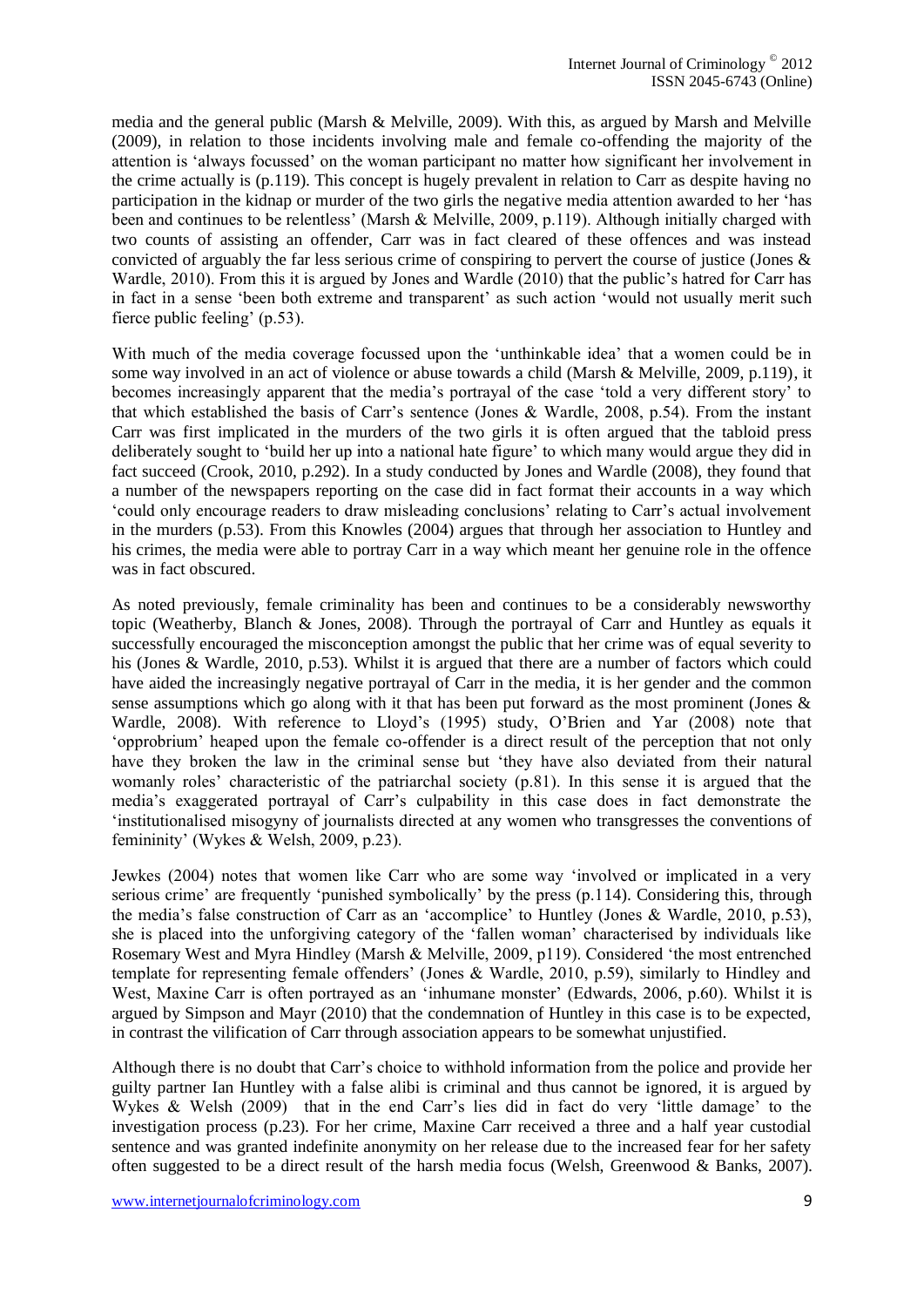media and the general public (Marsh & Melville, 2009). With this, as argued by Marsh and Melville (2009), in relation to those incidents involving male and female co-offending the majority of the attention is 'always focussed' on the woman participant no matter how significant her involvement in the crime actually is (p.119). This concept is hugely prevalent in relation to Carr as despite having no participation in the kidnap or murder of the two girls the negative media attention awarded to her 'has been and continues to be relentless' (Marsh & Melville, 2009, p.119). Although initially charged with two counts of assisting an offender, Carr was in fact cleared of these offences and was instead convicted of arguably the far less serious crime of conspiring to pervert the course of justice (Jones & Wardle, 2010). From this it is argued by Jones and Wardle (2010) that the public's hatred for Carr has in fact in a sense 'been both extreme and transparent' as such action 'would not usually merit such fierce public feeling' (p.53).

With much of the media coverage focussed upon the 'unthinkable idea' that a women could be in some way involved in an act of violence or abuse towards a child (Marsh & Melville, 2009, p.119), it becomes increasingly apparent that the media's portrayal of the case 'told a very different story' to that which established the basis of Carr's sentence (Jones & Wardle, 2008, p.54). From the instant Carr was first implicated in the murders of the two girls it is often argued that the tabloid press deliberately sought to 'build her up into a national hate figure' to which many would argue they did in fact succeed (Crook, 2010, p.292). In a study conducted by Jones and Wardle (2008), they found that a number of the newspapers reporting on the case did in fact format their accounts in a way which 'could only encourage readers to draw misleading conclusions' relating to Carr's actual involvement in the murders (p.53). From this Knowles (2004) argues that through her association to Huntley and his crimes, the media were able to portray Carr in a way which meant her genuine role in the offence was in fact obscured.

As noted previously, female criminality has been and continues to be a considerably newsworthy topic (Weatherby, Blanch & Jones, 2008). Through the portrayal of Carr and Huntley as equals it successfully encouraged the misconception amongst the public that her crime was of equal severity to his (Jones & Wardle, 2010, p.53). Whilst it is argued that there are a number of factors which could have aided the increasingly negative portrayal of Carr in the media, it is her gender and the common sense assumptions which go along with it that has been put forward as the most prominent (Jones & Wardle, 2008). With reference to Lloyd's (1995) study, O'Brien and Yar (2008) note that 'opprobrium' heaped upon the female co-offender is a direct result of the perception that not only have they broken the law in the criminal sense but 'they have also deviated from their natural womanly roles' characteristic of the patriarchal society (p.81). In this sense it is argued that the media's exaggerated portrayal of Carr's culpability in this case does in fact demonstrate the 'institutionalised misogyny of journalists directed at any women who transgresses the conventions of femininity' (Wykes & Welsh, 2009, p.23).

Jewkes (2004) notes that women like Carr who are some way 'involved or implicated in a very serious crime' are frequently 'punished symbolically' by the press (p.114). Considering this, through the media's false construction of Carr as an 'accomplice' to Huntley (Jones & Wardle, 2010, p.53), she is placed into the unforgiving category of the 'fallen woman' characterised by individuals like Rosemary West and Myra Hindley (Marsh & Melville, 2009, p119). Considered 'the most entrenched template for representing female offenders' (Jones & Wardle, 2010, p.59), similarly to Hindley and West, Maxine Carr is often portrayed as an 'inhumane monster' (Edwards, 2006, p.60). Whilst it is argued by Simpson and Mayr (2010) that the condemnation of Huntley in this case is to be expected, in contrast the vilification of Carr through association appears to be somewhat unjustified.

Although there is no doubt that Carr's choice to withhold information from the police and provide her guilty partner Ian Huntley with a false alibi is criminal and thus cannot be ignored, it is argued by Wykes & Welsh (2009) that in the end Carr's lies did in fact do very 'little damage' to the investigation process (p.23). For her crime, Maxine Carr received a three and a half year custodial sentence and was granted indefinite anonymity on her release due to the increased fear for her safety often suggested to be a direct result of the harsh media focus (Welsh, Greenwood & Banks, 2007).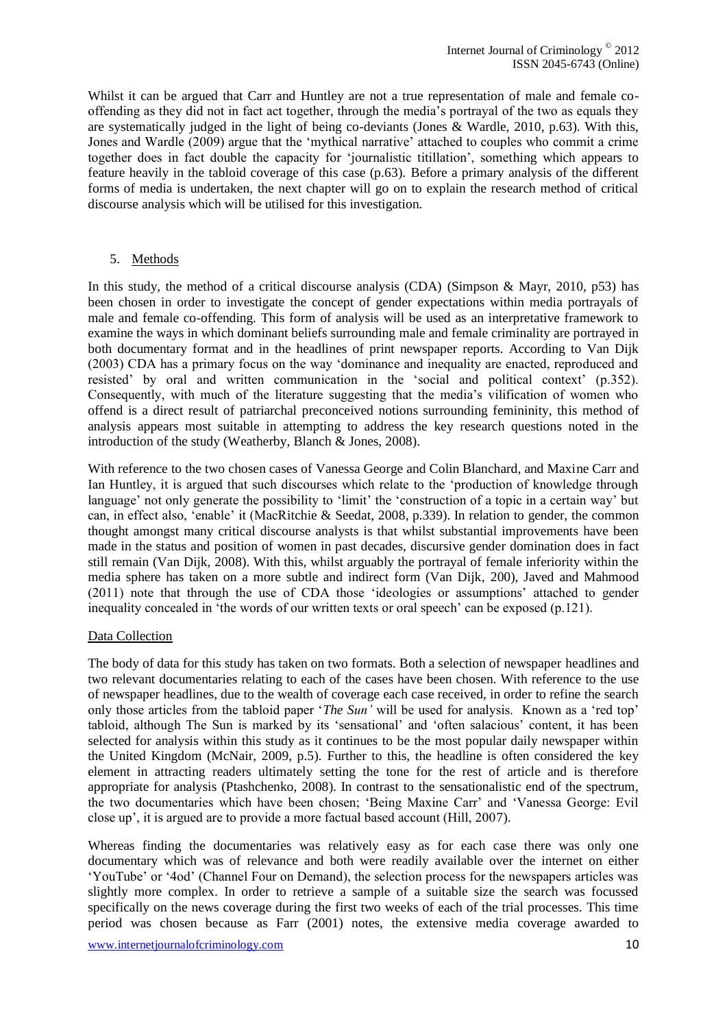Whilst it can be argued that Carr and Huntley are not a true representation of male and female co-offending as they did not in fact act together, through the media's portrayal of the two as equals they are systematically judged in the light of being co-deviants (Jones & Wardle, 2010, p.63). With this, Jones and Wardle (2009) argue that the 'mythical narrative' attached to couples who commit a crime together does in fact double the capacity for 'journalistic titillation', something which appears to feature heavily in the tabloid coverage of this case (p.63). Before a primary analysis of the different forms of media is undertaken, the next chapter will go on to explain the research method of critical discourse analysis which will be utilised for this investigation.

## 5. Methods

In this study, the method of a critical discourse analysis (CDA) (Simpson & Mayr, 2010, p53) has been chosen in order to investigate the concept of gender expectations within media portrayals of male and female co-offending. This form of analysis will be used as an interpretative framework to examine the ways in which dominant beliefs surrounding male and female criminality are portrayed in both documentary format and in the headlines of print newspaper reports. According to Van Dijk (2003) CDA has a primary focus on the way 'dominance and inequality are enacted, reproduced and resisted' by oral and written communication in the 'social and political context' (p.352). Consequently, with much of the literature suggesting that the media's vilification of women who offend is a direct result of patriarchal preconceived notions surrounding femininity, this method of analysis appears most suitable in attempting to address the key research questions noted in the introduction of the study (Weatherby, Blanch & Jones, 2008).

With reference to the two chosen cases of Vanessa George and Colin Blanchard, and Maxine Carr and Ian Huntley, it is argued that such discourses which relate to the 'production of knowledge through language' not only generate the possibility to 'limit' the 'construction of a topic in a certain way' but can, in effect also, 'enable' it (MacRitchie & Seedat, 2008, p.339). In relation to gender, the common thought amongst many critical discourse analysts is that whilst substantial improvements have been made in the status and position of women in past decades, discursive gender domination does in fact still remain (Van Dijk, 2008). With this, whilst arguably the portrayal of female inferiority within the media sphere has taken on a more subtle and indirect form (Van Dijk, 200), Javed and Mahmood (2011) note that through the use of CDA those 'ideologies or assumptions' attached to gender inequality concealed in 'the words of our written texts or oral speech' can be exposed (p.121).

### Data Collection

The body of data for this study has taken on two formats. Both a selection of newspaper headlines and two relevant documentaries relating to each of the cases have been chosen. With reference to the use of newspaper headlines, due to the wealth of coverage each case received, in order to refine the search only those articles from the tabloid paper '*The Sun'* will be used for analysis. Known as a 'red top' tabloid, although The Sun is marked by its 'sensational' and 'often salacious' content, it has been selected for analysis within this study as it continues to be the most popular daily newspaper within the United Kingdom (McNair, 2009, p.5). Further to this, the headline is often considered the key element in attracting readers ultimately setting the tone for the rest of article and is therefore appropriate for analysis (Ptashchenko, 2008). In contrast to the sensationalistic end of the spectrum, the two documentaries which have been chosen; 'Being Maxine Carr' and 'Vanessa George: Evil close up', it is argued are to provide a more factual based account (Hill, 2007).

Whereas finding the documentaries was relatively easy as for each case there was only one documentary which was of relevance and both were readily available over the internet on either 'YouTube' or '4od' (Channel Four on Demand), the selection process for the newspapers articles was slightly more complex. In order to retrieve a sample of a suitable size the search was focussed specifically on the news coverage during the first two weeks of each of the trial processes. This time period was chosen because as Farr (2001) notes, the extensive media coverage awarded to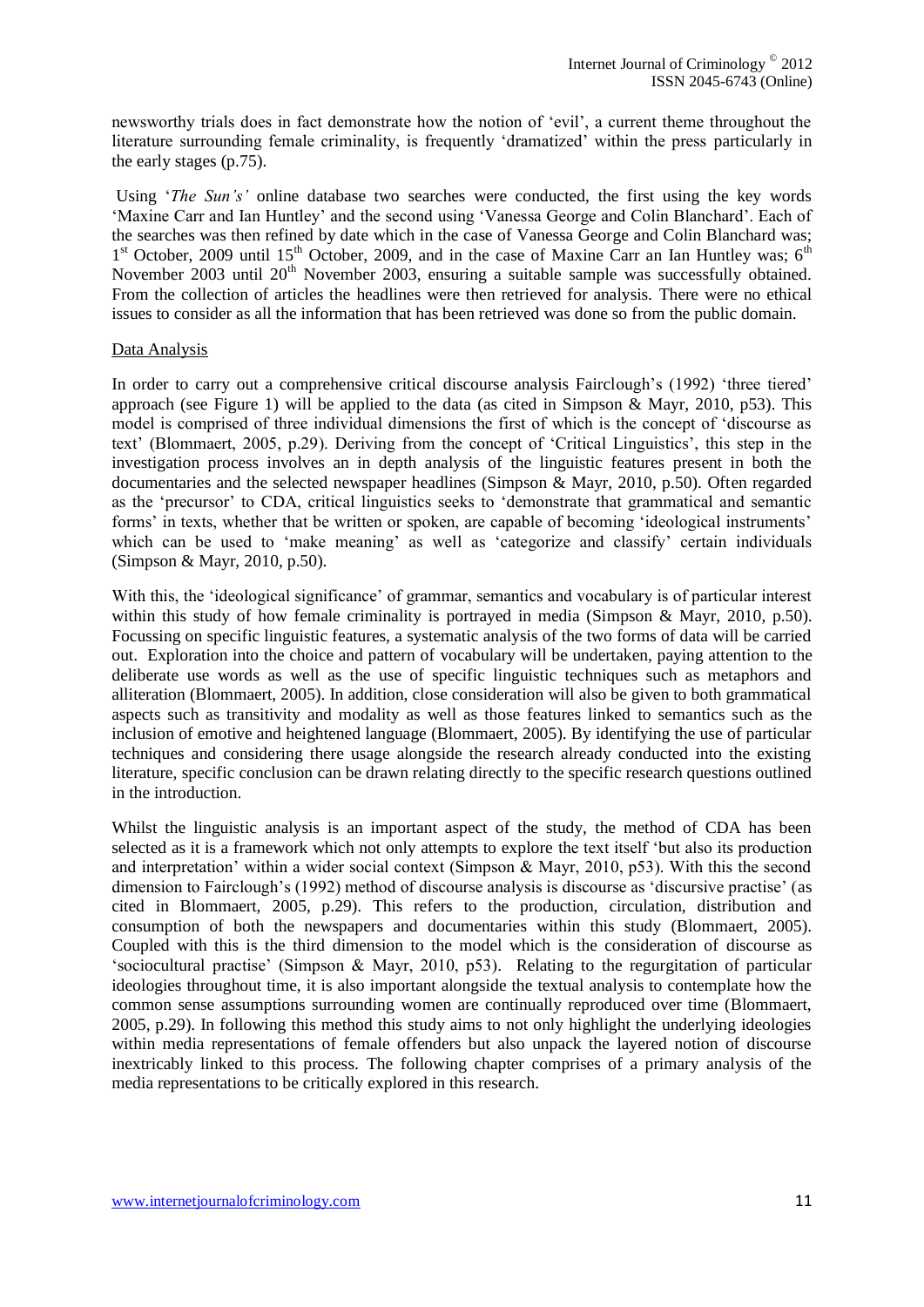newsworthy trials does in fact demonstrate how the notion of 'evil', a current theme throughout the literature surrounding female criminality, is frequently 'dramatized' within the press particularly in the early stages (p.75).

Using '*The Sun's'* online database two searches were conducted, the first using the key words 'Maxine Carr and Ian Huntley' and the second using 'Vanessa George and Colin Blanchard'. Each of the searches was then refined by date which in the case of Vanessa George and Colin Blanchard was; 1st October, 2009 until 15th October, 2009, and in the case of Maxine Carr an Ian Huntley was; 6th November 2003 until 20th November 2003, ensuring a suitable sample was successfully obtained. From the collection of articles the headlines were then retrieved for analysis. There were no ethical issues to consider as all the information that has been retrieved was done so from the public domain.

## Data Analysis

In order to carry out a comprehensive critical discourse analysis Fairclough's (1992) 'three tiered' approach (see Figure 1) will be applied to the data (as cited in Simpson & Mayr, 2010, p53). This model is comprised of three individual dimensions the first of which is the concept of 'discourse as text' (Blommaert, 2005, p.29). Deriving from the concept of 'Critical Linguistics', this step in the investigation process involves an in depth analysis of the linguistic features present in both the documentaries and the selected newspaper headlines (Simpson & Mayr, 2010, p.50). Often regarded as the 'precursor' to CDA, critical linguistics seeks to 'demonstrate that grammatical and semantic forms' in texts, whether that be written or spoken, are capable of becoming 'ideological instruments' which can be used to 'make meaning' as well as 'categorize and classify' certain individuals (Simpson & Mayr, 2010, p.50).

With this, the 'ideological significance' of grammar, semantics and vocabulary is of particular interest within this study of how female criminality is portrayed in media (Simpson & Mayr, 2010, p.50). Focussing on specific linguistic features, a systematic analysis of the two forms of data will be carried out. Exploration into the choice and pattern of vocabulary will be undertaken, paying attention to the deliberate use words as well as the use of specific linguistic techniques such as metaphors and alliteration (Blommaert, 2005). In addition, close consideration will also be given to both grammatical aspects such as transitivity and modality as well as those features linked to semantics such as the inclusion of emotive and heightened language (Blommaert, 2005). By identifying the use of particular techniques and considering there usage alongside the research already conducted into the existing literature, specific conclusion can be drawn relating directly to the specific research questions outlined in the introduction.

Whilst the linguistic analysis is an important aspect of the study, the method of CDA has been selected as it is a framework which not only attempts to explore the text itself 'but also its production and interpretation' within a wider social context (Simpson & Mayr, 2010, p53). With this the second dimension to Fairclough's (1992) method of discourse analysis is discourse as 'discursive practise' (as cited in Blommaert, 2005, p.29). This refers to the production, circulation, distribution and consumption of both the newspapers and documentaries within this study (Blommaert, 2005). Coupled with this is the third dimension to the model which is the consideration of discourse as 'sociocultural practise' (Simpson & Mayr, 2010, p53). Relating to the regurgitation of particular ideologies throughout time, it is also important alongside the textual analysis to contemplate how the common sense assumptions surrounding women are continually reproduced over time (Blommaert, 2005, p.29). In following this method this study aims to not only highlight the underlying ideologies within media representations of female offenders but also unpack the layered notion of discourse inextricably linked to this process. The following chapter comprises of a primary analysis of the media representations to be critically explored in this research.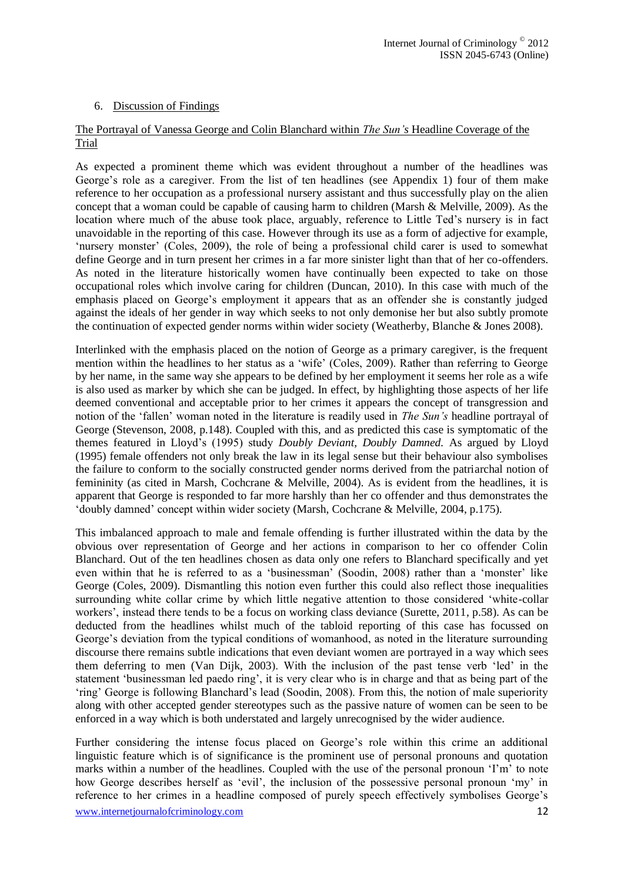## 6. Discussion of Findings

### The Portrayal of Vanessa George and Colin Blanchard within *The Sun's* Headline Coverage of the Trial

As expected a prominent theme which was evident throughout a number of the headlines was George's role as a caregiver. From the list of ten headlines (see Appendix 1) four of them make reference to her occupation as a professional nursery assistant and thus successfully play on the alien concept that a woman could be capable of causing harm to children (Marsh & Melville, 2009). As the location where much of the abuse took place, arguably, reference to Little Ted's nursery is in fact unavoidable in the reporting of this case. However through its use as a form of adjective for example, 'nursery monster' (Coles, 2009), the role of being a professional child carer is used to somewhat define George and in turn present her crimes in a far more sinister light than that of her co-offenders. As noted in the literature historically women have continually been expected to take on those occupational roles which involve caring for children (Duncan, 2010). In this case with much of the emphasis placed on George's employment it appears that as an offender she is constantly judged against the ideals of her gender in way which seeks to not only demonise her but also subtly promote the continuation of expected gender norms within wider society (Weatherby, Blanche & Jones 2008).

Interlinked with the emphasis placed on the notion of George as a primary caregiver, is the frequent mention within the headlines to her status as a 'wife' (Coles, 2009). Rather than referring to George by her name, in the same way she appears to be defined by her employment it seems her role as a wife is also used as marker by which she can be judged. In effect, by highlighting those aspects of her life deemed conventional and acceptable prior to her crimes it appears the concept of transgression and notion of the 'fallen' woman noted in the literature is readily used in *The Sun's* headline portrayal of George (Stevenson, 2008, p.148). Coupled with this, and as predicted this case is symptomatic of the themes featured in Lloyd's (1995) study *Doubly Deviant, Doubly Damned*. As argued by Lloyd (1995) female offenders not only break the law in its legal sense but their behaviour also symbolises the failure to conform to the socially constructed gender norms derived from the patriarchal notion of femininity (as cited in Marsh, Cochcrane & Melville, 2004). As is evident from the headlines, it is apparent that George is responded to far more harshly than her co offender and thus demonstrates the 'doubly damned' concept within wider society (Marsh, Cochcrane & Melville, 2004, p.175).

This imbalanced approach to male and female offending is further illustrated within the data by the obvious over representation of George and her actions in comparison to her co offender Colin Blanchard. Out of the ten headlines chosen as data only one refers to Blanchard specifically and yet even within that he is referred to as a 'businessman' (Soodin, 2008) rather than a 'monster' like George (Coles, 2009). Dismantling this notion even further this could also reflect those inequalities surrounding white collar crime by which little negative attention to those considered 'white-collar workers', instead there tends to be a focus on working class deviance (Surette, 2011, p.58). As can be deducted from the headlines whilst much of the tabloid reporting of this case has focussed on George's deviation from the typical conditions of womanhood, as noted in the literature surrounding discourse there remains subtle indications that even deviant women are portrayed in a way which sees them deferring to men (Van Dijk, 2003). With the inclusion of the past tense verb 'led' in the statement 'businessman led paedo ring', it is very clear who is in charge and that as being part of the 'ring' George is following Blanchard's lead (Soodin, 2008). From this, the notion of male superiority along with other accepted gender stereotypes such as the passive nature of women can be seen to be enforced in a way which is both understated and largely unrecognised by the wider audience.

Further considering the intense focus placed on George's role within this crime an additional linguistic feature which is of significance is the prominent use of personal pronouns and quotation marks within a number of the headlines. Coupled with the use of the personal pronoun 'I'm' to note how George describes herself as 'evil', the inclusion of the possessive personal pronoun 'my' in reference to her crimes in a headline composed of purely speech effectively symbolises George's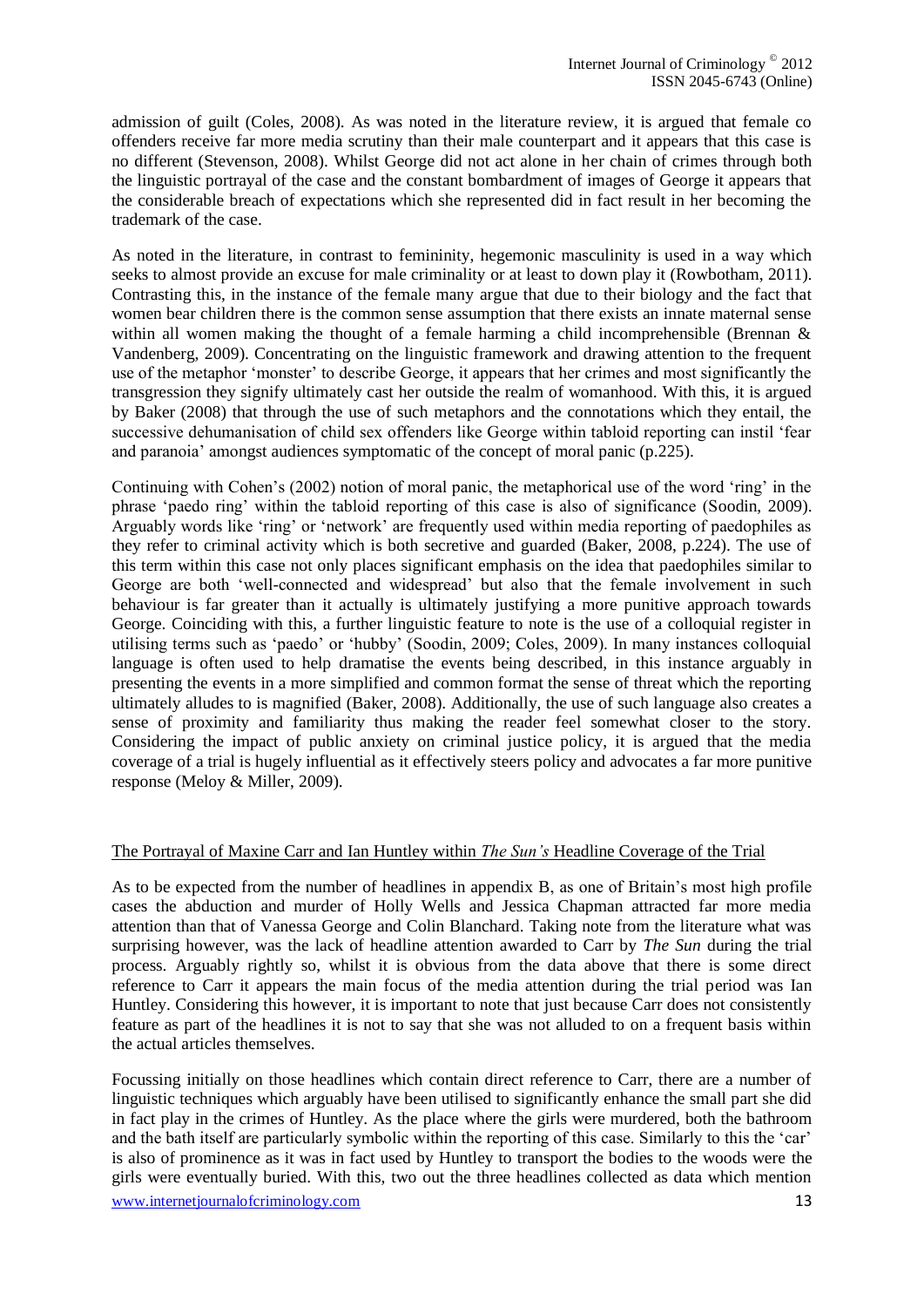admission of guilt (Coles, 2008). As was noted in the literature review, it is argued that female co offenders receive far more media scrutiny than their male counterpart and it appears that this case is no different (Stevenson, 2008). Whilst George did not act alone in her chain of crimes through both the linguistic portrayal of the case and the constant bombardment of images of George it appears that the considerable breach of expectations which she represented did in fact result in her becoming the trademark of the case.

As noted in the literature, in contrast to femininity, hegemonic masculinity is used in a way which seeks to almost provide an excuse for male criminality or at least to down play it (Rowbotham, 2011). Contrasting this, in the instance of the female many argue that due to their biology and the fact that women bear children there is the common sense assumption that there exists an innate maternal sense within all women making the thought of a female harming a child incomprehensible (Brennan & Vandenberg, 2009). Concentrating on the linguistic framework and drawing attention to the frequent use of the metaphor 'monster' to describe George, it appears that her crimes and most significantly the transgression they signify ultimately cast her outside the realm of womanhood. With this, it is argued by Baker (2008) that through the use of such metaphors and the connotations which they entail, the successive dehumanisation of child sex offenders like George within tabloid reporting can instil 'fear and paranoia' amongst audiences symptomatic of the concept of moral panic (p.225).

Continuing with Cohen's (2002) notion of moral panic, the metaphorical use of the word 'ring' in the phrase 'paedo ring' within the tabloid reporting of this case is also of significance (Soodin, 2009). Arguably words like 'ring' or 'network' are frequently used within media reporting of paedophiles as they refer to criminal activity which is both secretive and guarded (Baker, 2008, p.224). The use of this term within this case not only places significant emphasis on the idea that paedophiles similar to George are both 'well-connected and widespread' but also that the female involvement in such behaviour is far greater than it actually is ultimately justifying a more punitive approach towards George. Coinciding with this, a further linguistic feature to note is the use of a colloquial register in utilising terms such as 'paedo' or 'hubby' (Soodin, 2009; Coles, 2009). In many instances colloquial language is often used to help dramatise the events being described, in this instance arguably in presenting the events in a more simplified and common format the sense of threat which the reporting ultimately alludes to is magnified (Baker, 2008). Additionally, the use of such language also creates a sense of proximity and familiarity thus making the reader feel somewhat closer to the story. Considering the impact of public anxiety on criminal justice policy, it is argued that the media coverage of a trial is hugely influential as it effectively steers policy and advocates a far more punitive response (Meloy & Miller, 2009).

## The Portrayal of Maxine Carr and Ian Huntley within *The Sun's* Headline Coverage of the Trial

As to be expected from the number of headlines in appendix B, as one of Britain's most high profile cases the abduction and murder of Holly Wells and Jessica Chapman attracted far more media attention than that of Vanessa George and Colin Blanchard. Taking note from the literature what was surprising however, was the lack of headline attention awarded to Carr by *The Sun* during the trial process. Arguably rightly so, whilst it is obvious from the data above that there is some direct reference to Carr it appears the main focus of the media attention during the trial period was Ian Huntley. Considering this however, it is important to note that just because Carr does not consistently feature as part of the headlines it is not to say that she was not alluded to on a frequent basis within the actual articles themselves.

Focussing initially on those headlines which contain direct reference to Carr, there are a number of linguistic techniques which arguably have been utilised to significantly enhance the small part she did in fact play in the crimes of Huntley. As the place where the girls were murdered, both the bathroom and the bath itself are particularly symbolic within the reporting of this case. Similarly to this the 'car' is also of prominence as it was in fact used by Huntley to transport the bodies to the woods were the girls were eventually buried. With this, two out the three headlines collected as data which mention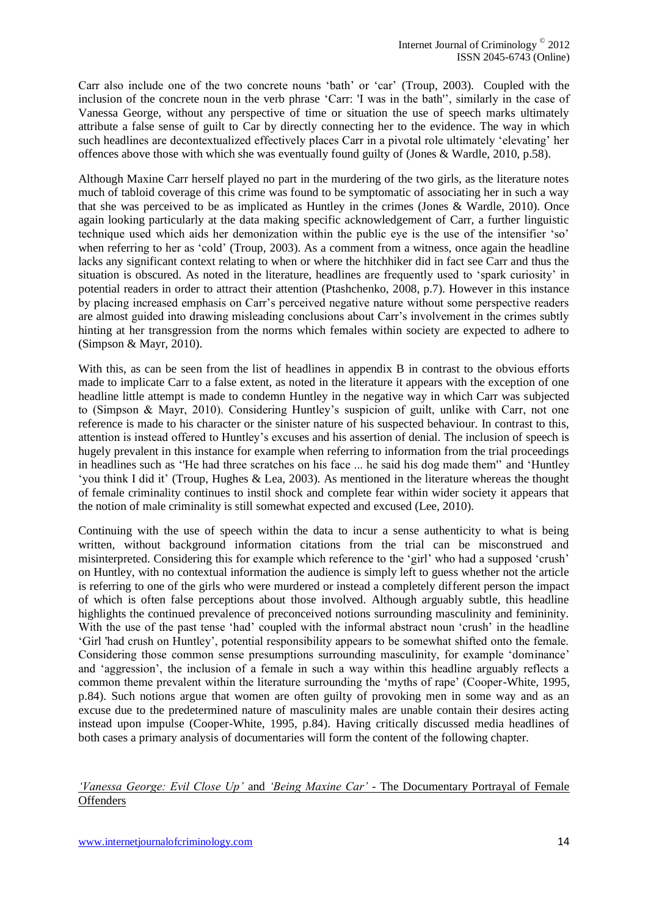Carr also include one of the two concrete nouns 'bath' or 'car' (Troup, 2003). Coupled with the inclusion of the concrete noun in the verb phrase 'Carr: 'I was in the bath'', similarly in the case of Vanessa George, without any perspective of time or situation the use of speech marks ultimately attribute a false sense of guilt to Car by directly connecting her to the evidence. The way in which such headlines are decontextualized effectively places Carr in a pivotal role ultimately 'elevating' her offences above those with which she was eventually found guilty of (Jones & Wardle, 2010, p.58).

Although Maxine Carr herself played no part in the murdering of the two girls, as the literature notes much of tabloid coverage of this crime was found to be symptomatic of associating her in such a way that she was perceived to be as implicated as Huntley in the crimes (Jones & Wardle, 2010). Once again looking particularly at the data making specific acknowledgement of Carr, a further linguistic technique used which aids her demonization within the public eye is the use of the intensifier 'so' when referring to her as 'cold' (Troup, 2003). As a comment from a witness, once again the headline lacks any significant context relating to when or where the hitchhiker did in fact see Carr and thus the situation is obscured. As noted in the literature, headlines are frequently used to 'spark curiosity' in potential readers in order to attract their attention (Ptashchenko, 2008, p.7). However in this instance by placing increased emphasis on Carr's perceived negative nature without some perspective readers are almost guided into drawing misleading conclusions about Carr's involvement in the crimes subtly hinting at her transgression from the norms which females within society are expected to adhere to (Simpson & Mayr, 2010).

With this, as can be seen from the list of headlines in appendix B in contrast to the obvious efforts made to implicate Carr to a false extent, as noted in the literature it appears with the exception of one headline little attempt is made to condemn Huntley in the negative way in which Carr was subjected to (Simpson & Mayr, 2010). Considering Huntley's suspicion of guilt, unlike with Carr, not one reference is made to his character or the sinister nature of his suspected behaviour. In contrast to this, attention is instead offered to Huntley's excuses and his assertion of denial. The inclusion of speech is hugely prevalent in this instance for example when referring to information from the trial proceedings in headlines such as ''He had three scratches on his face ... he said his dog made them'' and 'Huntley 'you think I did it' (Troup, Hughes & Lea, 2003). As mentioned in the literature whereas the thought of female criminality continues to instil shock and complete fear within wider society it appears that the notion of male criminality is still somewhat expected and excused (Lee, 2010).

Continuing with the use of speech within the data to incur a sense authenticity to what is being written, without background information citations from the trial can be misconstrued and misinterpreted. Considering this for example which reference to the 'girl' who had a supposed 'crush' on Huntley, with no contextual information the audience is simply left to guess whether not the article is referring to one of the girls who were murdered or instead a completely different person the impact of which is often false perceptions about those involved. Although arguably subtle, this headline highlights the continued prevalence of preconceived notions surrounding masculinity and femininity. With the use of the past tense 'had' coupled with the informal abstract noun 'crush' in the headline 'Girl 'had crush on Huntley', potential responsibility appears to be somewhat shifted onto the female. Considering those common sense presumptions surrounding masculinity, for example 'dominance' and 'aggression', the inclusion of a female in such a way within this headline arguably reflects a common theme prevalent within the literature surrounding the 'myths of rape' (Cooper-White, 1995, p.84). Such notions argue that women are often guilty of provoking men in some way and as an excuse due to the predetermined nature of masculinity males are unable contain their desires acting instead upon impulse (Cooper-White, 1995, p.84). Having critically discussed media headlines of both cases a primary analysis of documentaries will form the content of the following chapter.

## *'Vanessa George: Evil Close Up'* and *'Being Maxine Car'* - The Documentary Portrayal of Female Offenders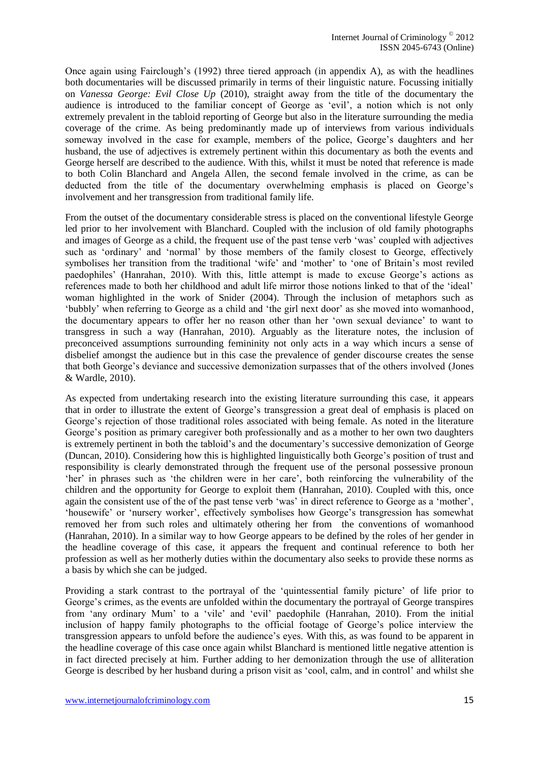Once again using Fairclough's (1992) three tiered approach (in appendix A), as with the headlines both documentaries will be discussed primarily in terms of their linguistic nature. Focussing initially on *Vanessa George: Evil Close Up* (2010), straight away from the title of the documentary the audience is introduced to the familiar concept of George as 'evil', a notion which is not only extremely prevalent in the tabloid reporting of George but also in the literature surrounding the media coverage of the crime. As being predominantly made up of interviews from various individuals someway involved in the case for example, members of the police, George's daughters and her husband, the use of adjectives is extremely pertinent within this documentary as both the events and George herself are described to the audience. With this, whilst it must be noted that reference is made to both Colin Blanchard and Angela Allen, the second female involved in the crime, as can be deducted from the title of the documentary overwhelming emphasis is placed on George's involvement and her transgression from traditional family life.

From the outset of the documentary considerable stress is placed on the conventional lifestyle George led prior to her involvement with Blanchard. Coupled with the inclusion of old family photographs and images of George as a child, the frequent use of the past tense verb 'was' coupled with adjectives such as 'ordinary' and 'normal' by those members of the family closest to George, effectively symbolises her transition from the traditional 'wife' and 'mother' to 'one of Britain's most reviled paedophiles' (Hanrahan, 2010). With this, little attempt is made to excuse George's actions as references made to both her childhood and adult life mirror those notions linked to that of the 'ideal' woman highlighted in the work of Snider (2004). Through the inclusion of metaphors such as 'bubbly' when referring to George as a child and 'the girl next door' as she moved into womanhood, the documentary appears to offer her no reason other than her 'own sexual deviance' to want to transgress in such a way (Hanrahan, 2010). Arguably as the literature notes, the inclusion of preconceived assumptions surrounding femininity not only acts in a way which incurs a sense of disbelief amongst the audience but in this case the prevalence of gender discourse creates the sense that both George's deviance and successive demonization surpasses that of the others involved (Jones & Wardle, 2010).

As expected from undertaking research into the existing literature surrounding this case, it appears that in order to illustrate the extent of George's transgression a great deal of emphasis is placed on George's rejection of those traditional roles associated with being female. As noted in the literature George's position as primary caregiver both professionally and as a mother to her own two daughters is extremely pertinent in both the tabloid's and the documentary's successive demonization of George (Duncan, 2010). Considering how this is highlighted linguistically both George's position of trust and responsibility is clearly demonstrated through the frequent use of the personal possessive pronoun 'her' in phrases such as 'the children were in her care', both reinforcing the vulnerability of the children and the opportunity for George to exploit them (Hanrahan, 2010). Coupled with this, once again the consistent use of the of the past tense verb 'was' in direct reference to George as a 'mother', 'housewife' or 'nursery worker', effectively symbolises how George's transgression has somewhat removed her from such roles and ultimately othering her from the conventions of womanhood (Hanrahan, 2010). In a similar way to how George appears to be defined by the roles of her gender in the headline coverage of this case, it appears the frequent and continual reference to both her profession as well as her motherly duties within the documentary also seeks to provide these norms as a basis by which she can be judged.

Providing a stark contrast to the portrayal of the 'quintessential family picture' of life prior to George's crimes, as the events are unfolded within the documentary the portrayal of George transpires from 'any ordinary Mum' to a 'vile' and 'evil' paedophile (Hanrahan, 2010). From the initial inclusion of happy family photographs to the official footage of George's police interview the transgression appears to unfold before the audience's eyes. With this, as was found to be apparent in the headline coverage of this case once again whilst Blanchard is mentioned little negative attention is in fact directed precisely at him. Further adding to her demonization through the use of alliteration George is described by her husband during a prison visit as 'cool, calm, and in control' and whilst she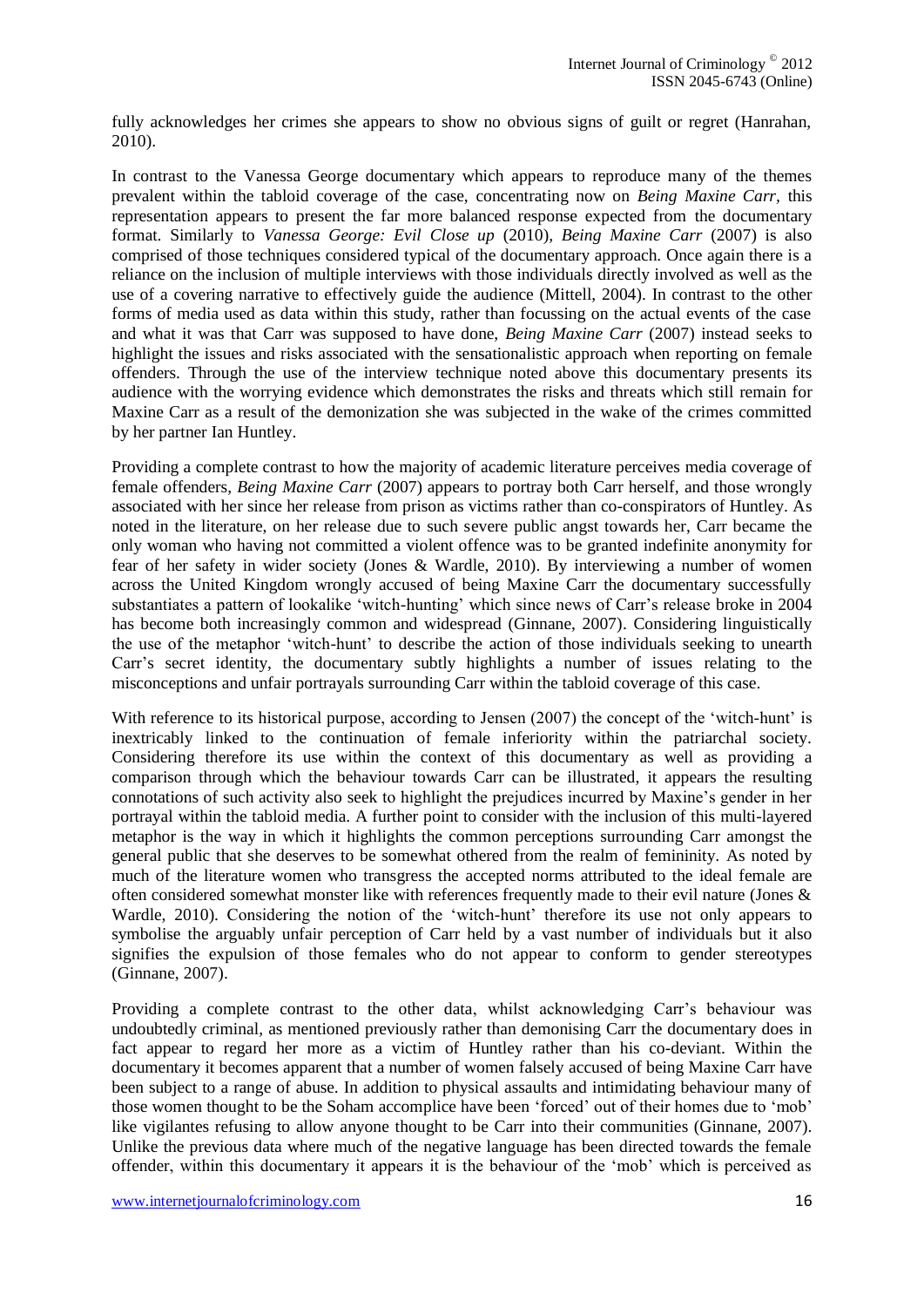fully acknowledges her crimes she appears to show no obvious signs of guilt or regret (Hanrahan, 2010).

In contrast to the Vanessa George documentary which appears to reproduce many of the themes prevalent within the tabloid coverage of the case, concentrating now on *Being Maxine Carr*, this representation appears to present the far more balanced response expected from the documentary format. Similarly to *Vanessa George: Evil Close up* (2010), *Being Maxine Carr* (2007) is also comprised of those techniques considered typical of the documentary approach. Once again there is a reliance on the inclusion of multiple interviews with those individuals directly involved as well as the use of a covering narrative to effectively guide the audience (Mittell, 2004). In contrast to the other forms of media used as data within this study, rather than focussing on the actual events of the case and what it was that Carr was supposed to have done, *Being Maxine Carr* (2007) instead seeks to highlight the issues and risks associated with the sensationalistic approach when reporting on female offenders. Through the use of the interview technique noted above this documentary presents its audience with the worrying evidence which demonstrates the risks and threats which still remain for Maxine Carr as a result of the demonization she was subjected in the wake of the crimes committed by her partner Ian Huntley.

Providing a complete contrast to how the majority of academic literature perceives media coverage of female offenders, *Being Maxine Carr* (2007) appears to portray both Carr herself, and those wrongly associated with her since her release from prison as victims rather than co-conspirators of Huntley. As noted in the literature, on her release due to such severe public angst towards her, Carr became the only woman who having not committed a violent offence was to be granted indefinite anonymity for fear of her safety in wider society (Jones & Wardle, 2010). By interviewing a number of women across the United Kingdom wrongly accused of being Maxine Carr the documentary successfully substantiates a pattern of lookalike 'witch-hunting' which since news of Carr's release broke in 2004 has become both increasingly common and widespread (Ginnane, 2007). Considering linguistically the use of the metaphor 'witch-hunt' to describe the action of those individuals seeking to unearth Carr's secret identity, the documentary subtly highlights a number of issues relating to the misconceptions and unfair portrayals surrounding Carr within the tabloid coverage of this case.

With reference to its historical purpose, according to Jensen (2007) the concept of the 'witch-hunt' is inextricably linked to the continuation of female inferiority within the patriarchal society. Considering therefore its use within the context of this documentary as well as providing a comparison through which the behaviour towards Carr can be illustrated, it appears the resulting connotations of such activity also seek to highlight the prejudices incurred by Maxine's gender in her portrayal within the tabloid media. A further point to consider with the inclusion of this multi-layered metaphor is the way in which it highlights the common perceptions surrounding Carr amongst the general public that she deserves to be somewhat othered from the realm of femininity. As noted by much of the literature women who transgress the accepted norms attributed to the ideal female are often considered somewhat monster like with references frequently made to their evil nature (Jones & Wardle, 2010). Considering the notion of the 'witch-hunt' therefore its use not only appears to symbolise the arguably unfair perception of Carr held by a vast number of individuals but it also signifies the expulsion of those females who do not appear to conform to gender stereotypes (Ginnane, 2007).

Providing a complete contrast to the other data, whilst acknowledging Carr's behaviour was undoubtedly criminal, as mentioned previously rather than demonising Carr the documentary does in fact appear to regard her more as a victim of Huntley rather than his co-deviant. Within the documentary it becomes apparent that a number of women falsely accused of being Maxine Carr have been subject to a range of abuse. In addition to physical assaults and intimidating behaviour many of those women thought to be the Soham accomplice have been 'forced' out of their homes due to 'mob' like vigilantes refusing to allow anyone thought to be Carr into their communities (Ginnane, 2007). Unlike the previous data where much of the negative language has been directed towards the female offender, within this documentary it appears it is the behaviour of the 'mob' which is perceived as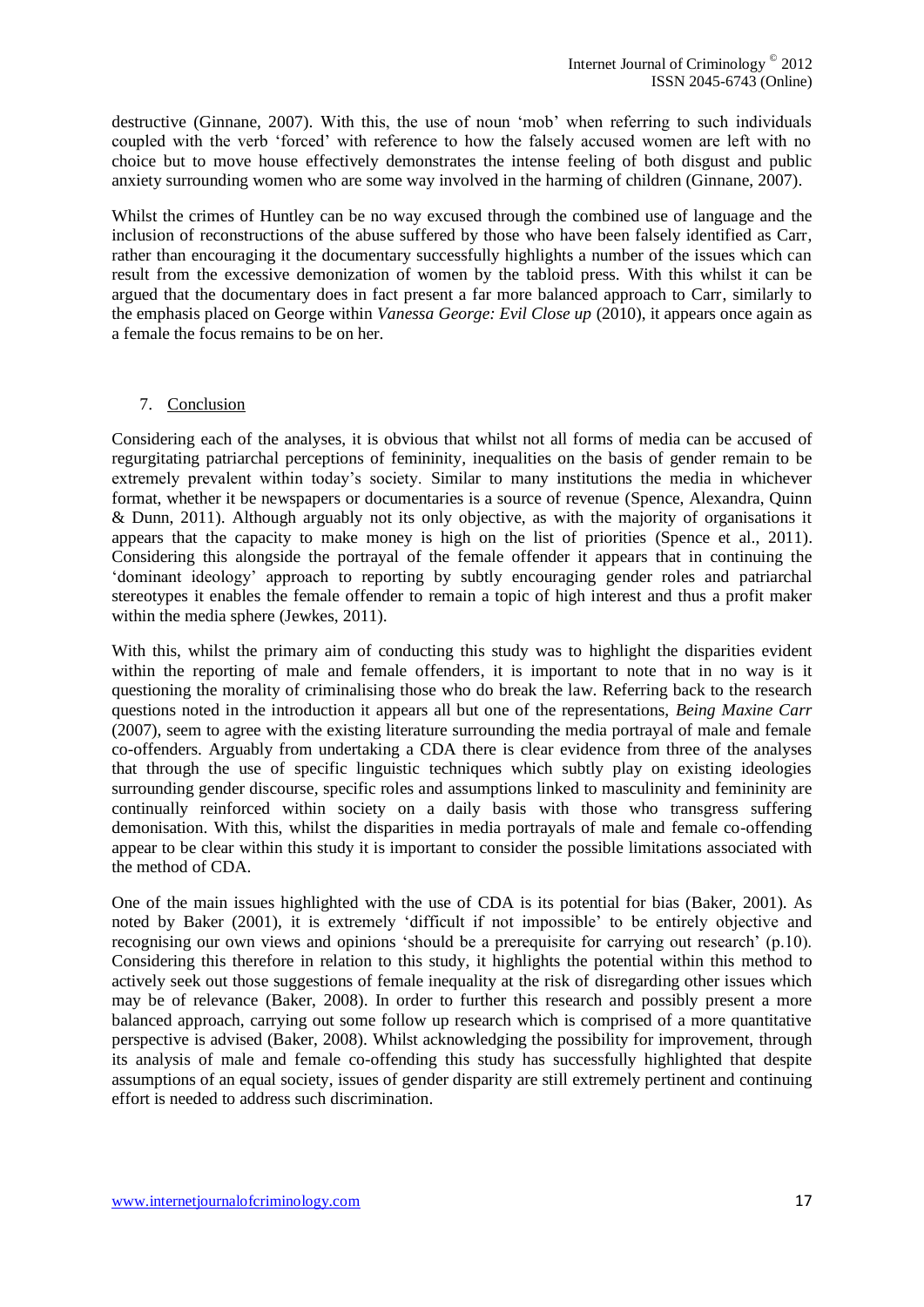destructive (Ginnane, 2007). With this, the use of noun 'mob' when referring to such individuals coupled with the verb 'forced' with reference to how the falsely accused women are left with no choice but to move house effectively demonstrates the intense feeling of both disgust and public anxiety surrounding women who are some way involved in the harming of children (Ginnane, 2007).

Whilst the crimes of Huntley can be no way excused through the combined use of language and the inclusion of reconstructions of the abuse suffered by those who have been falsely identified as Carr, rather than encouraging it the documentary successfully highlights a number of the issues which can result from the excessive demonization of women by the tabloid press. With this whilst it can be argued that the documentary does in fact present a far more balanced approach to Carr, similarly to the emphasis placed on George within *Vanessa George: Evil Close up* (2010), it appears once again as a female the focus remains to be on her.

## 7. Conclusion

Considering each of the analyses, it is obvious that whilst not all forms of media can be accused of regurgitating patriarchal perceptions of femininity, inequalities on the basis of gender remain to be extremely prevalent within today's society. Similar to many institutions the media in whichever format, whether it be newspapers or documentaries is a source of revenue (Spence, Alexandra, Quinn & Dunn, 2011). Although arguably not its only objective, as with the majority of organisations it appears that the capacity to make money is high on the list of priorities (Spence et al., 2011). Considering this alongside the portrayal of the female offender it appears that in continuing the 'dominant ideology' approach to reporting by subtly encouraging gender roles and patriarchal stereotypes it enables the female offender to remain a topic of high interest and thus a profit maker within the media sphere (Jewkes, 2011).

With this, whilst the primary aim of conducting this study was to highlight the disparities evident within the reporting of male and female offenders, it is important to note that in no way is it questioning the morality of criminalising those who do break the law. Referring back to the research questions noted in the introduction it appears all but one of the representations, *Being Maxine Carr* (2007), seem to agree with the existing literature surrounding the media portrayal of male and female co-offenders. Arguably from undertaking a CDA there is clear evidence from three of the analyses that through the use of specific linguistic techniques which subtly play on existing ideologies surrounding gender discourse, specific roles and assumptions linked to masculinity and femininity are continually reinforced within society on a daily basis with those who transgress suffering demonisation. With this, whilst the disparities in media portrayals of male and female co-offending appear to be clear within this study it is important to consider the possible limitations associated with the method of CDA.

One of the main issues highlighted with the use of CDA is its potential for bias (Baker, 2001). As noted by Baker (2001), it is extremely 'difficult if not impossible' to be entirely objective and recognising our own views and opinions 'should be a prerequisite for carrying out research' (p.10). Considering this therefore in relation to this study, it highlights the potential within this method to actively seek out those suggestions of female inequality at the risk of disregarding other issues which may be of relevance (Baker, 2008). In order to further this research and possibly present a more balanced approach, carrying out some follow up research which is comprised of a more quantitative perspective is advised (Baker, 2008). Whilst acknowledging the possibility for improvement, through its analysis of male and female co-offending this study has successfully highlighted that despite assumptions of an equal society, issues of gender disparity are still extremely pertinent and continuing effort is needed to address such discrimination.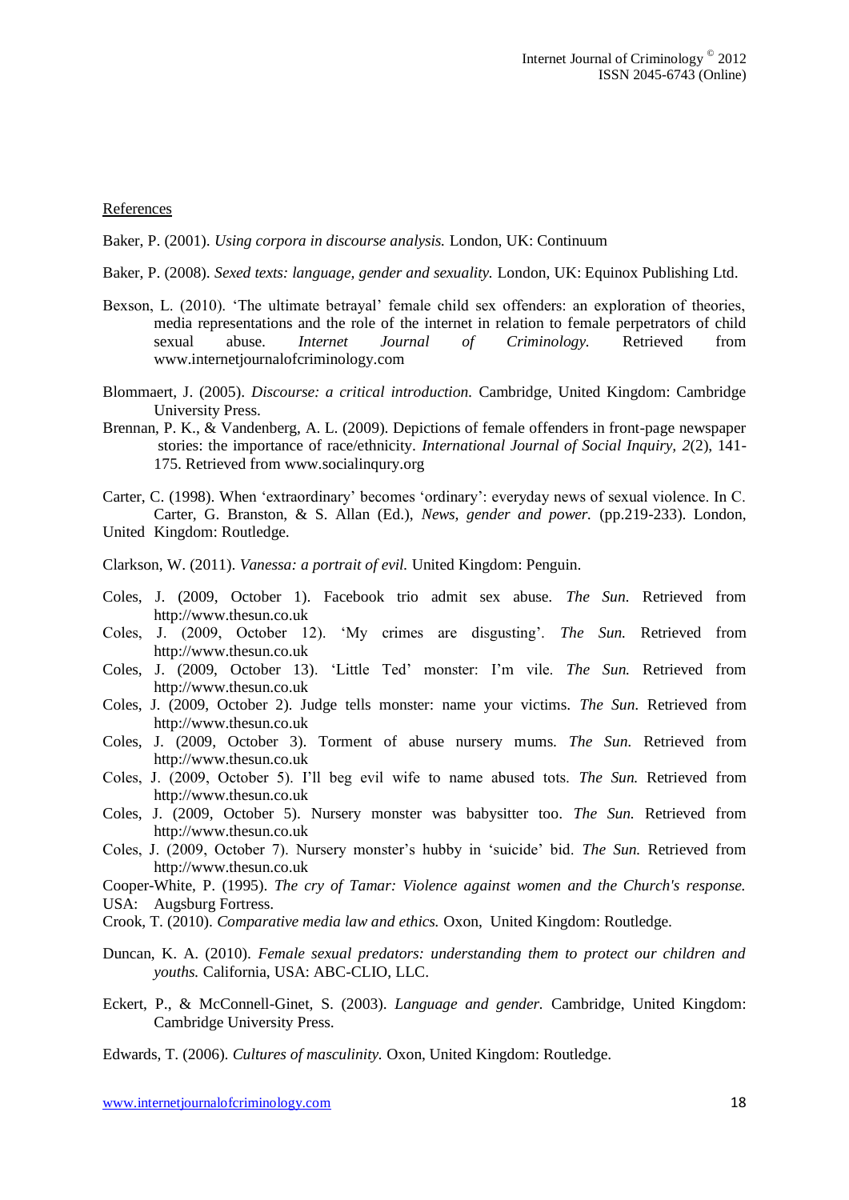References

Baker, P. (2001). *Using corpora in discourse analysis.* London, UK: Continuum

Baker, P. (2008). *Sexed texts: language, gender and sexuality.* London, UK: Equinox Publishing Ltd.

Bexson, L. (2010). 'The ultimate betrayal' female child sex offenders: an exploration of theories, media representations and the role of the internet in relation to female perpetrators of child sexual abuse. *Internet Journal of Criminology.* Retrieved from www.internetjournalofcriminology.com

Blommaert, J. (2005). *Discourse: a critical introduction.* Cambridge, United Kingdom: Cambridge University Press.

Brennan, P. K., & Vandenberg, A. L. (2009). Depictions of female offenders in front-page newspaper stories: the importance of race/ethnicity. *International Journal of Social Inquiry, 2*(2), 141-175. Retrieved from www.socialinqury.org

Carter, C. (1998). When 'extraordinary' becomes 'ordinary': everyday news of sexual violence. In C. Carter, G. Branston, & S. Allan (Ed.), *News, gender and power.* (pp.219-233). London, United Kingdom: Routledge.

Clarkson, W. (2011). *Vanessa: a portrait of evil.* United Kingdom: Penguin.

Coles, J. (2009, October 1). Facebook trio admit sex abuse. *The Sun.* Retrieved from http://www.thesun.co.uk

Coles, J. (2009, October 12). 'My crimes are disgusting'. *The Sun.* Retrieved from http://www.thesun.co.uk

Coles, J. (2009, October 13). 'Little Ted' monster: I'm vile. *The Sun.* Retrieved from http://www.thesun.co.uk

Coles, J. (2009, October 2). Judge tells monster: name your victims. *The Sun.* Retrieved from http://www.thesun.co.uk

Coles, J. (2009, October 3). Torment of abuse nursery mums. *The Sun.* Retrieved from http://www.thesun.co.uk

Coles, J. (2009, October 5). I'll beg evil wife to name abused tots. *The Sun.* Retrieved from http://www.thesun.co.uk

Coles, J. (2009, October 5). Nursery monster was babysitter too. *The Sun.* Retrieved from http://www.thesun.co.uk

Coles, J. (2009, October 7). Nursery monster's hubby in 'suicide' bid. *The Sun.* Retrieved from http://www.thesun.co.uk

Cooper-White, P. (1995). *The cry of Tamar: Violence against women and the Church's response.* USA: Augsburg Fortress.

Crook, T. (2010). *Comparative media law and ethics.* Oxon, United Kingdom: Routledge.

Duncan, K. A. (2010). *Female sexual predators: understanding them to protect our children and youths.* California, USA: ABC-CLIO, LLC.

Eckert, P., & McConnell-Ginet, S. (2003). *Language and gender.* Cambridge, United Kingdom: Cambridge University Press.

Edwards, T. (2006). *Cultures of masculinity.* Oxon, United Kingdom: Routledge.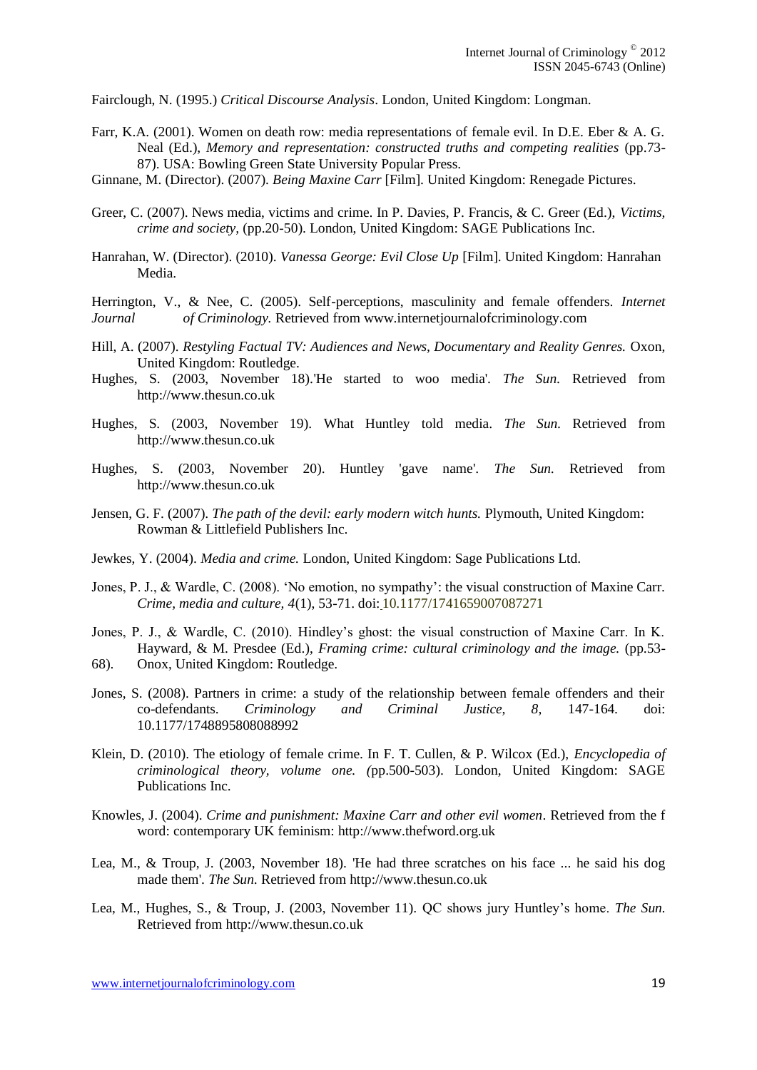Fairclough, N. (1995.) *Critical Discourse Analysis*. London, United Kingdom: Longman.

Farr, K.A. (2001). Women on death row: media representations of female evil. In D.E. Eber & A. G. Neal (Ed.), *Memory and representation: constructed truths and competing realities* (pp.73-87). USA: Bowling Green State University Popular Press.

Ginnane, M. (Director). (2007). *Being Maxine Carr* [Film]. United Kingdom: Renegade Pictures.

Greer, C. (2007). News media, victims and crime. In P. Davies, P. Francis, & C. Greer (Ed.), *Victims, crime and society,* (pp.20-50). London, United Kingdom: SAGE Publications Inc.

Hanrahan, W. (Director). (2010). *Vanessa George: Evil Close Up* [Film]. United Kingdom: Hanrahan Media.

Herrington, V., & Nee, C. (2005). Self-perceptions, masculinity and female offenders. *Internet Journal of Criminology.* Retrieved from www.internetjournalofcriminology.com

Hill, A. (2007). *Restyling Factual TV: Audiences and News, Documentary and Reality Genres.* Oxon, United Kingdom: Routledge.

Hughes, S. (2003, November 18).'He started to woo media'. *The Sun.* Retrieved from http://www.thesun.co.uk

Hughes, S. (2003, November 19). What Huntley told media. *The Sun.* Retrieved from http://www.thesun.co.uk

Hughes, S. (2003, November 20). Huntley 'gave name'. *The Sun.* Retrieved from http://www.thesun.co.uk

Jensen, G. F. (2007). *The path of the devil: early modern witch hunts.* Plymouth, United Kingdom: Rowman & Littlefield Publishers Inc.

Jewkes, Y. (2004). *Media and crime.* London, United Kingdom: Sage Publications Ltd.

Jones, P. J., & Wardle, C. (2008). 'No emotion, no sympathy': the visual construction of Maxine Carr. *Crime, media and culture, 4*(1), 53-71. doi: 10.1177/1741659007087271

Jones, P. J., & Wardle, C. (2010). Hindley's ghost: the visual construction of Maxine Carr. In K. Hayward, & M. Presdee (Ed.), *Framing crime: cultural criminology and the image.* (pp.53-68). Onox, United Kingdom: Routledge.

Jones, S. (2008). Partners in crime: a study of the relationship between female offenders and their co-defendants. *Criminology and Criminal Justice, 8,* 147-164. doi: 10.1177/1748895808088992

Klein, D. (2010). The etiology of female crime. In F. T. Cullen, & P. Wilcox (Ed.), *Encyclopedia of criminological theory, volume one. (*pp.500-503). London, United Kingdom: SAGE Publications Inc.

Knowles, J. (2004). *Crime and punishment: Maxine Carr and other evil women*. Retrieved from the f word: contemporary UK feminism: http://www.thefword.org.uk

Lea, M., & Troup, J. (2003, November 18). 'He had three scratches on his face ... he said his dog made them'. *The Sun.* Retrieved from http://www.thesun.co.uk

Lea, M., Hughes, S., & Troup, J. (2003, November 11). QC shows jury Huntley's home. *The Sun.* Retrieved from http://www.thesun.co.uk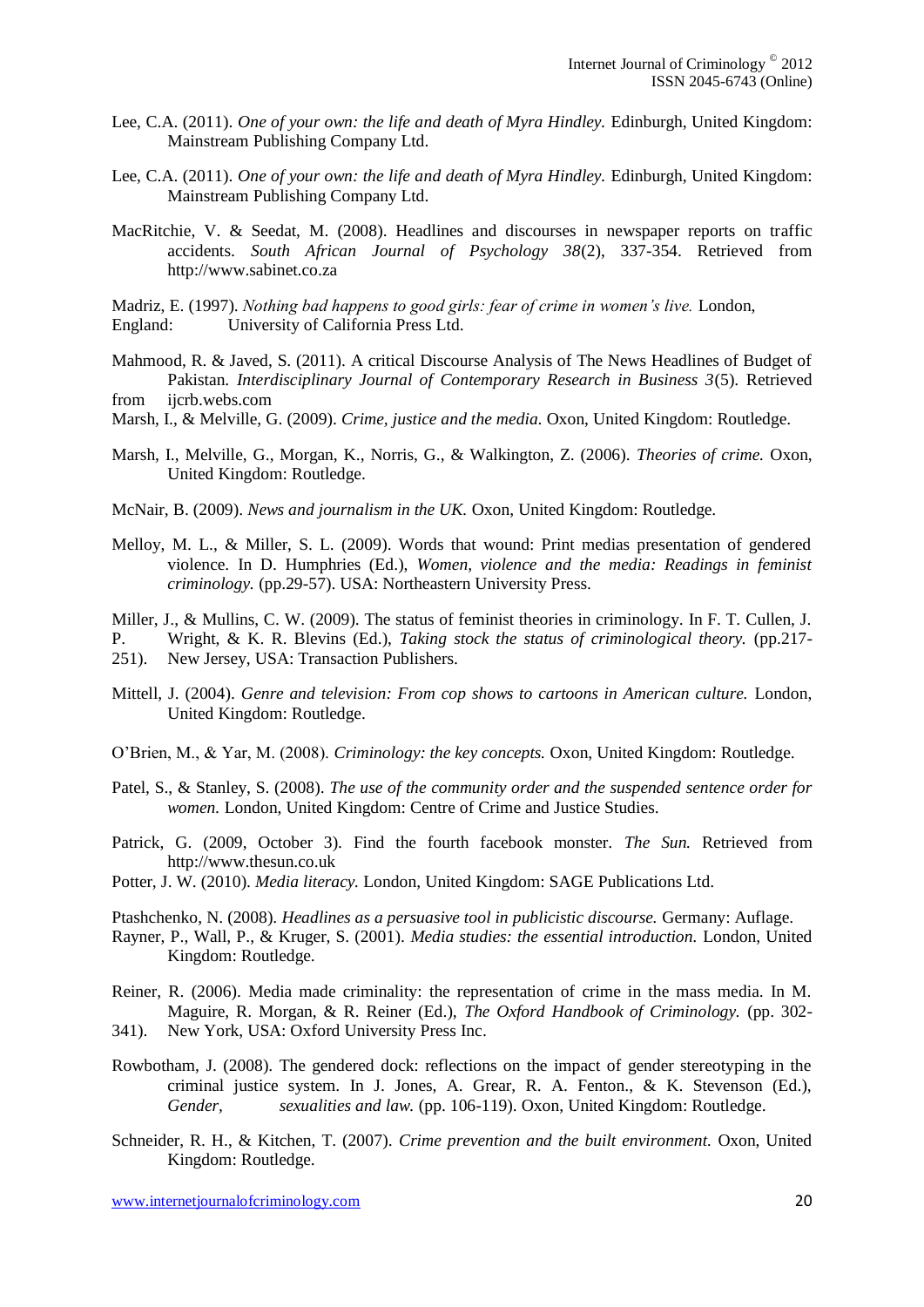Lee, C.A. (2011). *One of your own: the life and death of Myra Hindley.* Edinburgh, United Kingdom: Mainstream Publishing Company Ltd.

Lee, C.A. (2011). *One of your own: the life and death of Myra Hindley.* Edinburgh, United Kingdom: Mainstream Publishing Company Ltd.

MacRitchie, V. & Seedat, M. (2008). Headlines and discourses in newspaper reports on traffic accidents. *South African Journal of Psychology 38*(2), 337-354. Retrieved from http://www.sabinet.co.za

Madriz, E. (1997). *Nothing bad happens to good girls: fear of crime in women's live.* London, England: University of California Press Ltd.

Mahmood, R. & Javed, S. (2011). A critical Discourse Analysis of The News Headlines of Budget of Pakistan. *Interdisciplinary Journal of Contemporary Research in Business 3*(5). Retrieved from ijcrb.webs.com

Marsh, I., & Melville, G. (2009). *Crime, justice and the media.* Oxon, United Kingdom: Routledge.

Marsh, I., Melville, G., Morgan, K., Norris, G., & Walkington, Z. (2006). *Theories of crime.* Oxon, United Kingdom: Routledge.

McNair, B. (2009). *News and journalism in the UK.* Oxon, United Kingdom: Routledge.

Melloy, M. L., & Miller, S. L. (2009). Words that wound: Print medias presentation of gendered violence. In D. Humphries (Ed.), *Women, violence and the media: Readings in feminist criminology.* (pp.29-57). USA: Northeastern University Press.

Miller, J., & Mullins, C. W. (2009). The status of feminist theories in criminology. In F. T. Cullen, J. P. Wright, & K. R. Blevins (Ed.), *Taking stock the status of criminological theory.* (pp.217-251). New Jersey, USA: Transaction Publishers.

Mittell, J. (2004). *Genre and television: From cop shows to cartoons in American culture.* London, United Kingdom: Routledge.

O'Brien, M., & Yar, M. (2008). *Criminology: the key concepts.* Oxon, United Kingdom: Routledge.

Patel, S., & Stanley, S. (2008). *The use of the community order and the suspended sentence order for women.* London, United Kingdom: Centre of Crime and Justice Studies.

Patrick, G. (2009, October 3). Find the fourth facebook monster. *The Sun.* Retrieved from http://www.thesun.co.uk

Potter, J. W. (2010). *Media literacy.* London, United Kingdom: SAGE Publications Ltd.

Ptashchenko, N. (2008). *Headlines as a persuasive tool in publicistic discourse.* Germany: Auflage.

Rayner, P., Wall, P., & Kruger, S. (2001). *Media studies: the essential introduction.* London, United Kingdom: Routledge.

Reiner, R. (2006). Media made criminality: the representation of crime in the mass media. In M. Maguire, R. Morgan, & R. Reiner (Ed.), *The Oxford Handbook of Criminology.* (pp. 302-341). New York, USA: Oxford University Press Inc.

Rowbotham, J. (2008). The gendered dock: reflections on the impact of gender stereotyping in the criminal justice system. In J. Jones, A. Grear, R. A. Fenton., & K. Stevenson (Ed.), *Gender, sexualities and law.* (pp. 106-119). Oxon, United Kingdom: Routledge.

Schneider, R. H., & Kitchen, T. (2007). *Crime prevention and the built environment.* Oxon, United Kingdom: Routledge.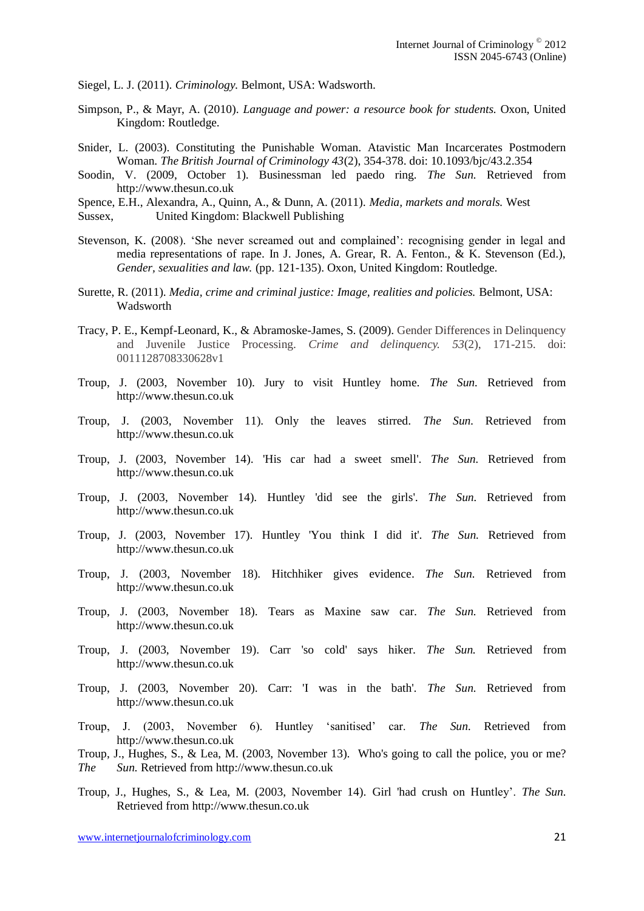Siegel, L. J. (2011). *Criminology.* Belmont, USA: Wadsworth.

Simpson, P., & Mayr, A. (2010). *Language and power: a resource book for students.* Oxon, United Kingdom: Routledge.

Snider, L. (2003). Constituting the Punishable Woman. Atavistic Man Incarcerates Postmodern Woman. *The British Journal of Criminology 43*(2), 354-378. doi: 10.1093/bjc/43.2.354

Soodin, V. (2009, October 1). Businessman led paedo ring. *The Sun.* Retrieved from http://www.thesun.co.uk

Spence, E.H., Alexandra, A., Quinn, A., & Dunn, A. (2011). *Media, markets and morals.* West Sussex, United Kingdom: Blackwell Publishing

Stevenson, K. (2008). 'She never screamed out and complained': recognising gender in legal and media representations of rape. In J. Jones, A. Grear, R. A. Fenton., & K. Stevenson (Ed.), *Gender, sexualities and law.* (pp. 121-135). Oxon, United Kingdom: Routledge.

Surette, R. (2011). *Media, crime and criminal justice: Image, realities and policies.* Belmont, USA: Wadsworth

Tracy, P. E., Kempf-Leonard, K., & Abramoske-James, S. (2009). Gender Differences in Delinquency and Juvenile Justice Processing. *Crime and delinquency. 53*(2), 171-215. doi: 0011128708330628v1

Troup, J. (2003, November 10). Jury to visit Huntley home. *The Sun.* Retrieved from http://www.thesun.co.uk

Troup, J. (2003, November 11). Only the leaves stirred. *The Sun.* Retrieved from http://www.thesun.co.uk

Troup, J. (2003, November 14). 'His car had a sweet smell'. *The Sun.* Retrieved from http://www.thesun.co.uk

Troup, J. (2003, November 14). Huntley 'did see the girls'. *The Sun.* Retrieved from http://www.thesun.co.uk

Troup, J. (2003, November 17). Huntley 'You think I did it'. *The Sun.* Retrieved from http://www.thesun.co.uk

Troup, J. (2003, November 18). Hitchhiker gives evidence. *The Sun.* Retrieved from http://www.thesun.co.uk

Troup, J. (2003, November 18). Tears as Maxine saw car. *The Sun.* Retrieved from http://www.thesun.co.uk

Troup, J. (2003, November 19). Carr 'so cold' says hiker. *The Sun.* Retrieved from http://www.thesun.co.uk

Troup, J. (2003, November 20). Carr: 'I was in the bath'. *The Sun.* Retrieved from http://www.thesun.co.uk

Troup, J. (2003, November 6). Huntley 'sanitised' car. *The Sun.* Retrieved from http://www.thesun.co.uk

Troup, J., Hughes, S., & Lea, M. (2003, November 13). Who's going to call the police, you or me? *The Sun.* Retrieved from http://www.thesun.co.uk

Troup, J., Hughes, S., & Lea, M. (2003, November 14). Girl 'had crush on Huntley'. *The Sun.* Retrieved from http://www.thesun.co.uk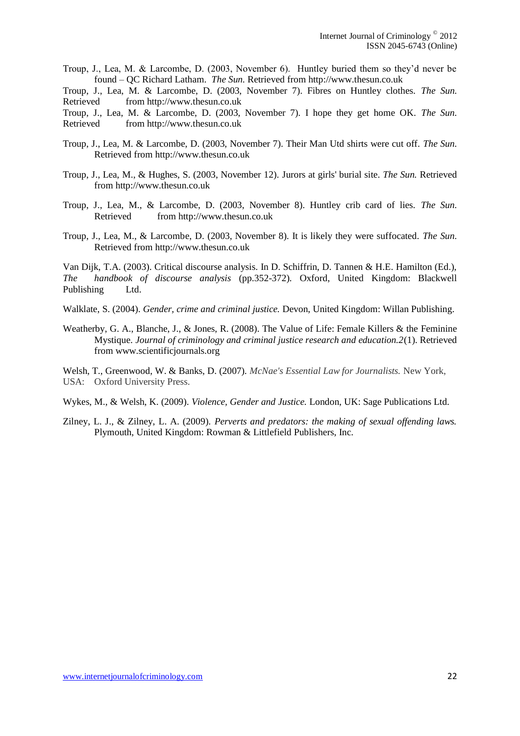Troup, J., Lea, M. & Larcombe, D. (2003, November 6). Huntley buried them so they'd never be found – QC Richard Latham. *The Sun.* Retrieved from http://www.thesun.co.uk

Troup, J., Lea, M. & Larcombe, D. (2003, November 7). Fibres on Huntley clothes. *The Sun.* Retrieved from http://www.thesun.co.uk

Troup, J., Lea, M. & Larcombe, D. (2003, November 7). I hope they get home OK. *The Sun.* Retrieved from http://www.thesun.co.uk

Troup, J., Lea, M. & Larcombe, D. (2003, November 7). Their Man Utd shirts were cut off. *The Sun.* Retrieved from http://www.thesun.co.uk

Troup, J., Lea, M., & Hughes, S. (2003, November 12). Jurors at girls' burial site. *The Sun.* Retrieved from http://www.thesun.co.uk

Troup, J., Lea, M., & Larcombe, D. (2003, November 8). Huntley crib card of lies. *The Sun.* Retrieved from http://www.thesun.co.uk

Troup, J., Lea, M., & Larcombe, D. (2003, November 8). It is likely they were suffocated. *The Sun.* Retrieved from http://www.thesun.co.uk

Van Dijk, T.A. (2003). Critical discourse analysis. In D. Schiffrin, D. Tannen & H.E. Hamilton (Ed.), *The handbook of discourse analysis* (pp.352-372). Oxford, United Kingdom: Blackwell Publishing Ltd.

Walklate, S. (2004). *Gender, crime and criminal justice.* Devon, United Kingdom: Willan Publishing.

Weatherby, G. A., Blanche, J., & Jones, R. (2008). The Value of Life: Female Killers & the Feminine Mystique. *Journal of criminology and criminal justice research and education.2*(1). Retrieved from www.scientificjournals.org

Welsh, T., Greenwood, W. & Banks, D. (2007). *McNae's Essential Law for Journalists.* New York, USA: Oxford University Press.

Wykes, M., & Welsh, K. (2009). *Violence, Gender and Justice.* London, UK: Sage Publications Ltd.

Zilney, L. J., & Zilney, L. A. (2009). *Perverts and predators: the making of sexual offending laws.* Plymouth, United Kingdom: Rowman & Littlefield Publishers, Inc.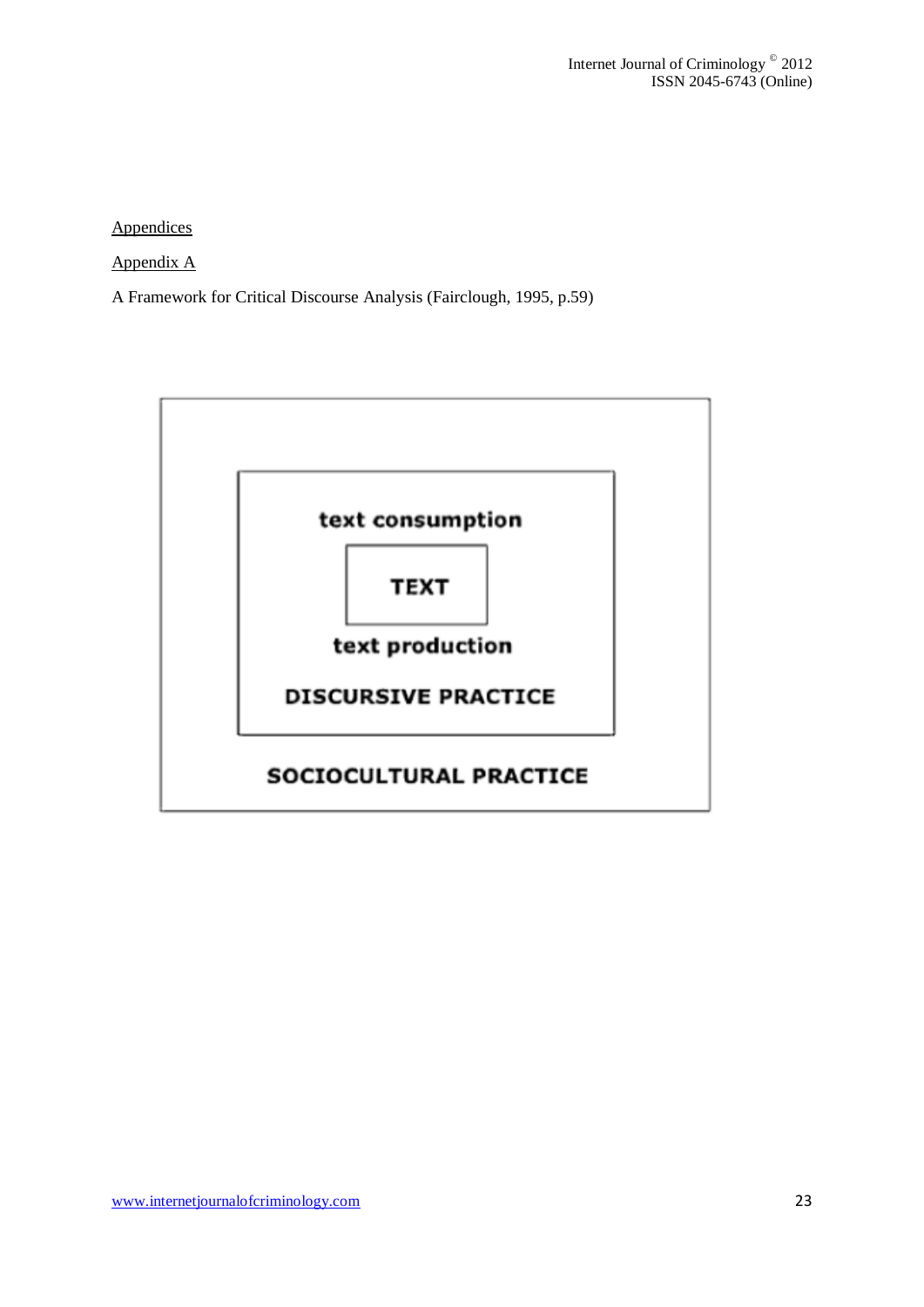## Appendices

### Appendix A

A Framework for Critical Discourse Analysis (Fairclough, 1995, p.59)

text consumption

TEXT

text production

DISCURSIVE PRACTICE

SOCIOCULTURAL PRACTICE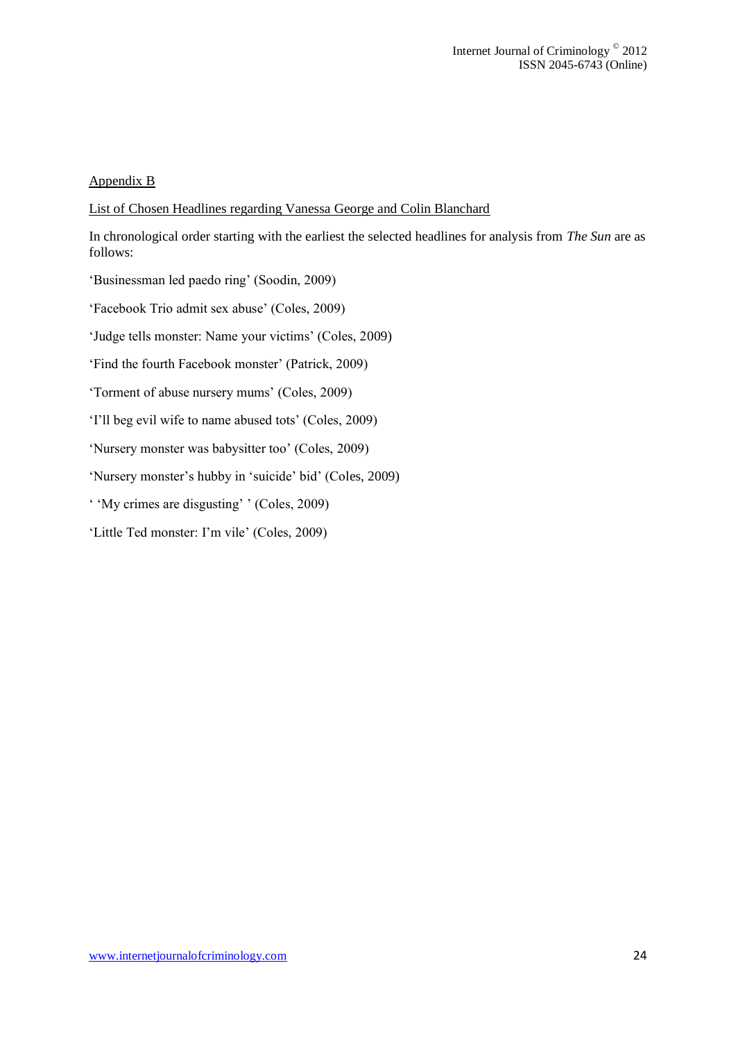Appendix B

List of Chosen Headlines regarding Vanessa George and Colin Blanchard

In chronological order starting with the earliest the selected headlines for analysis from *The Sun* are as follows:

'Businessman led paedo ring' (Soodin, 2009)

'Facebook Trio admit sex abuse' (Coles, 2009)

'Judge tells monster: Name your victims' (Coles, 2009)

'Find the fourth Facebook monster' (Patrick, 2009)

'Torment of abuse nursery mums' (Coles, 2009)

'I'll beg evil wife to name abused tots' (Coles, 2009)

'Nursery monster was babysitter too' (Coles, 2009)

'Nursery monster's hubby in 'suicide' bid' (Coles, 2009)

' 'My crimes are disgusting' ' (Coles, 2009)

'Little Ted monster: I'm vile' (Coles, 2009)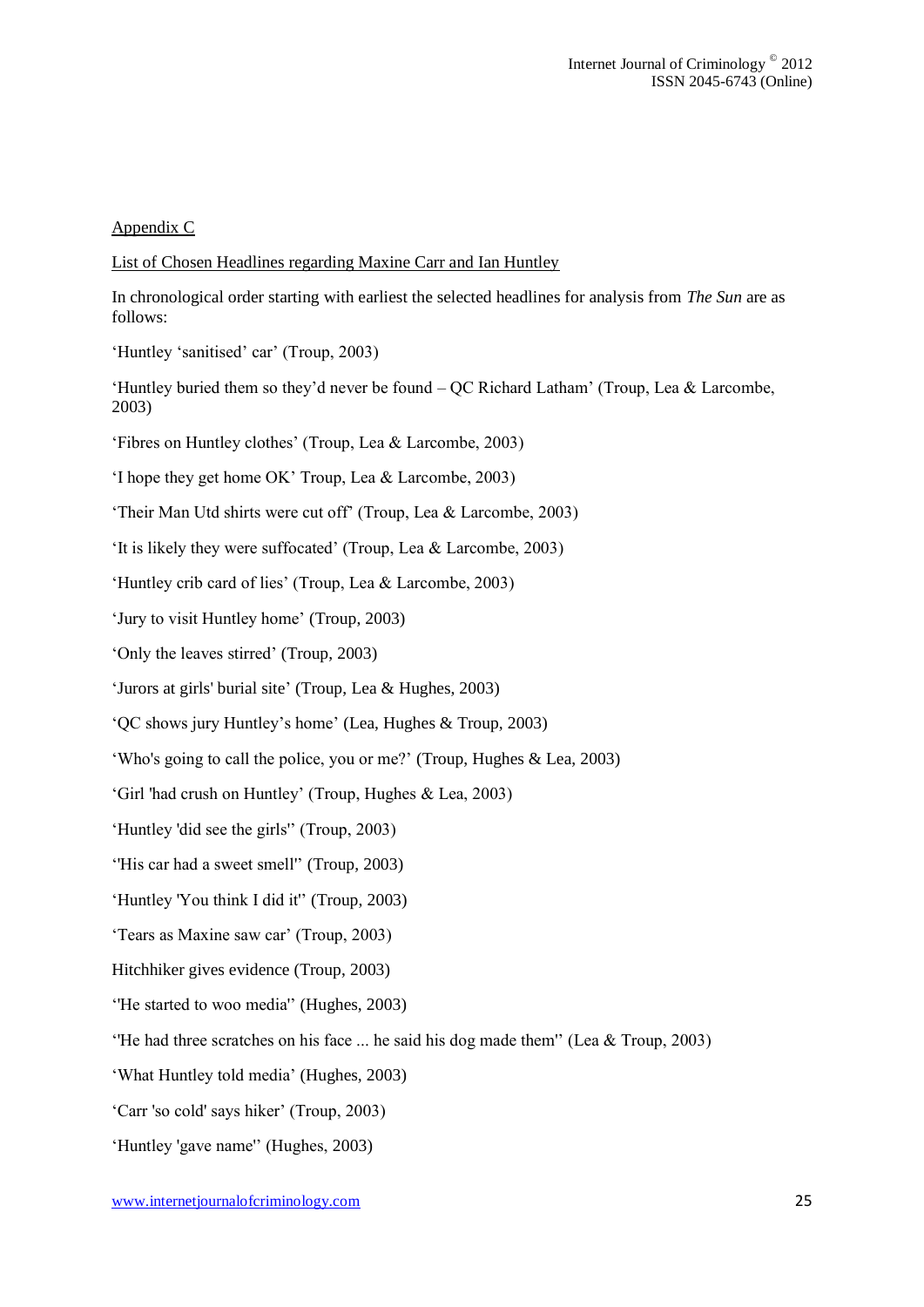Appendix C

List of Chosen Headlines regarding Maxine Carr and Ian Huntley

In chronological order starting with earliest the selected headlines for analysis from *The Sun* are as follows:

'Huntley 'sanitised' car' (Troup, 2003)

'Huntley buried them so they'd never be found – QC Richard Latham' (Troup, Lea & Larcombe, 2003)

'Fibres on Huntley clothes' (Troup, Lea & Larcombe, 2003)

'I hope they get home OK' Troup, Lea & Larcombe, 2003)

'Their Man Utd shirts were cut off' (Troup, Lea & Larcombe, 2003)

'It is likely they were suffocated' (Troup, Lea & Larcombe, 2003)

'Huntley crib card of lies' (Troup, Lea & Larcombe, 2003)

'Jury to visit Huntley home' (Troup, 2003)

'Only the leaves stirred' (Troup, 2003)

'Jurors at girls' burial site' (Troup, Lea & Hughes, 2003)

'QC shows jury Huntley's home' (Lea, Hughes & Troup, 2003)

'Who's going to call the police, you or me?' (Troup, Hughes & Lea, 2003)

'Girl 'had crush on Huntley' (Troup, Hughes & Lea, 2003)

'Huntley 'did see the girls'' (Troup, 2003)

''His car had a sweet smell'' (Troup, 2003)

'Huntley 'You think I did it'' (Troup, 2003)

'Tears as Maxine saw car' (Troup, 2003)

Hitchhiker gives evidence (Troup, 2003)

''He started to woo media'' (Hughes, 2003)

''He had three scratches on his face ... he said his dog made them'' (Lea & Troup, 2003)

'What Huntley told media' (Hughes, 2003)

'Carr 'so cold' says hiker' (Troup, 2003)

'Huntley 'gave name'' (Hughes, 2003)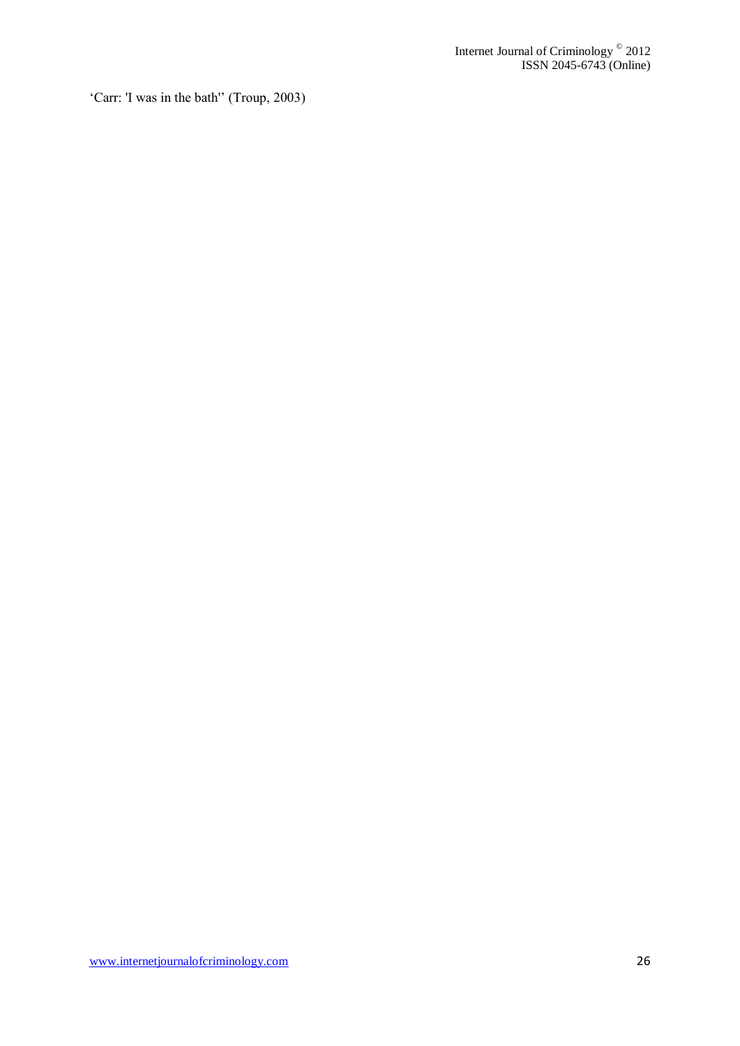'Carr: 'I was in the bath'' (Troup, 2003)